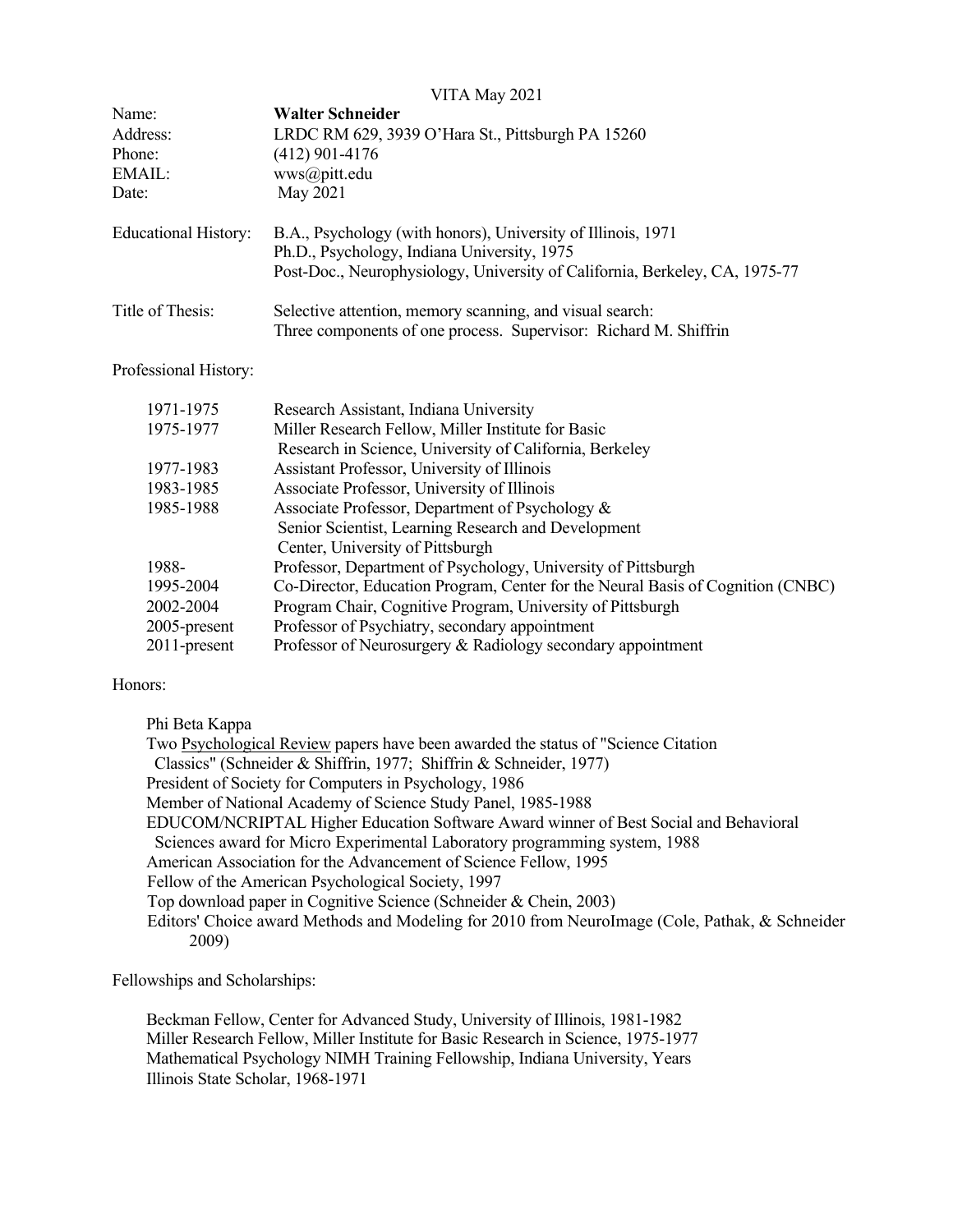VITA May 2021

| | |
|---|---|
| Name: | **Walter Schneider** |
| Address: | LRDC RM 629, 3939 O'Hara St., Pittsburgh PA 15260 |
| Phone: | (412) 901-4176 |
| EMAIL: | wws@pitt.edu |
| Date: | May 2021 |

Educational History:
B.A., Psychology (with honors), University of Illinois, 1971
Ph.D., Psychology, Indiana University, 1975
Post-Doc., Neurophysiology, University of California, Berkeley, CA, 1975-77

Title of Thesis:
Selective attention, memory scanning, and visual search:
Three components of one process. Supervisor: Richard M. Shiffrin

Professional History:

| | |
|---|---|
| 1971-1975 | Research Assistant, Indiana University |
| 1975-1977 | Miller Research Fellow, Miller Institute for Basic Research in Science, University of California, Berkeley |
| 1977-1983 | Assistant Professor, University of Illinois |
| 1983-1985 | Associate Professor, University of Illinois |
| 1985-1988 | Associate Professor, Department of Psychology & Senior Scientist, Learning Research and Development Center, University of Pittsburgh |
| 1988- | Professor, Department of Psychology, University of Pittsburgh |
| 1995-2004 | Co-Director, Education Program, Center for the Neural Basis of Cognition (CNBC) |
| 2002-2004 | Program Chair, Cognitive Program, University of Pittsburgh |
| 2005-present | Professor of Psychiatry, secondary appointment |
| 2011-present | Professor of Neurosurgery & Radiology secondary appointment |

Honors:

Phi Beta Kappa
Two Psychological Review papers have been awarded the status of "Science Citation Classics" (Schneider & Shiffrin, 1977; Shiffrin & Schneider, 1977)
President of Society for Computers in Psychology, 1986
Member of National Academy of Science Study Panel, 1985-1988
EDUCOM/NCRIPTAL Higher Education Software Award winner of Best Social and Behavioral Sciences award for Micro Experimental Laboratory programming system, 1988
American Association for the Advancement of Science Fellow, 1995
Fellow of the American Psychological Society, 1997
Top download paper in Cognitive Science (Schneider & Chein, 2003)
Editors' Choice award Methods and Modeling for 2010 from NeuroImage (Cole, Pathak, & Schneider 2009)

Fellowships and Scholarships:

Beckman Fellow, Center for Advanced Study, University of Illinois, 1981-1982
Miller Research Fellow, Miller Institute for Basic Research in Science, 1975-1977
Mathematical Psychology NIMH Training Fellowship, Indiana University, Years
Illinois State Scholar, 1968-1971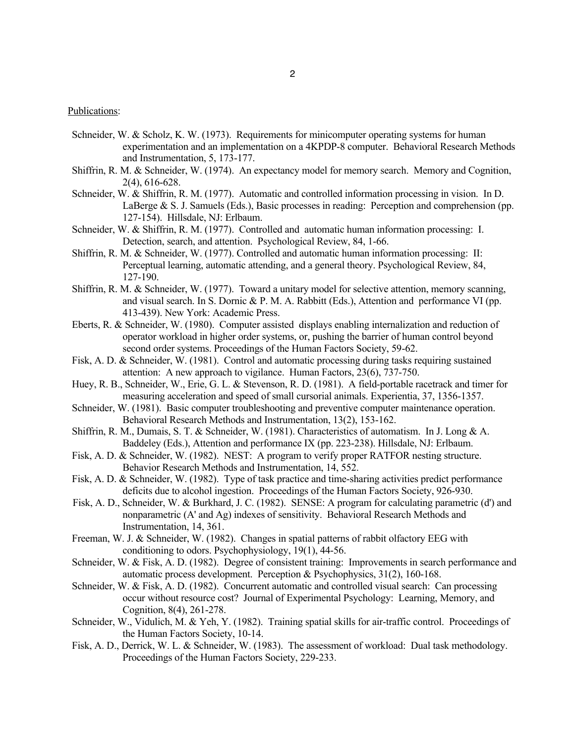Publications:

Schneider, W. & Scholz, K. W. (1973). Requirements for minicomputer operating systems for human experimentation and an implementation on a 4KPDP-8 computer. Behavioral Research Methods and Instrumentation, 5, 173-177.

Shiffrin, R. M. & Schneider, W. (1974). An expectancy model for memory search. Memory and Cognition, 2(4), 616-628.

Schneider, W. & Shiffrin, R. M. (1977). Automatic and controlled information processing in vision. In D. LaBerge & S. J. Samuels (Eds.), Basic processes in reading: Perception and comprehension (pp. 127-154). Hillsdale, NJ: Erlbaum.

Schneider, W. & Shiffrin, R. M. (1977). Controlled and automatic human information processing: I. Detection, search, and attention. Psychological Review, 84, 1-66.

Shiffrin, R. M. & Schneider, W. (1977). Controlled and automatic human information processing: II: Perceptual learning, automatic attending, and a general theory. Psychological Review, 84, 127-190.

Shiffrin, R. M. & Schneider, W. (1977). Toward a unitary model for selective attention, memory scanning, and visual search. In S. Dornic & P. M. A. Rabbitt (Eds.), Attention and performance VI (pp. 413-439). New York: Academic Press.

Eberts, R. & Schneider, W. (1980). Computer assisted displays enabling internalization and reduction of operator workload in higher order systems, or, pushing the barrier of human control beyond second order systems. Proceedings of the Human Factors Society, 59-62.

Fisk, A. D. & Schneider, W. (1981). Control and automatic processing during tasks requiring sustained attention: A new approach to vigilance. Human Factors, 23(6), 737-750.

Huey, R. B., Schneider, W., Erie, G. L. & Stevenson, R. D. (1981). A field-portable racetrack and timer for measuring acceleration and speed of small cursorial animals. Experientia, 37, 1356-1357.

Schneider, W. (1981). Basic computer troubleshooting and preventive computer maintenance operation. Behavioral Research Methods and Instrumentation, 13(2), 153-162.

Shiffrin, R. M., Dumais, S. T. & Schneider, W. (1981). Characteristics of automatism. In J. Long & A. Baddeley (Eds.), Attention and performance IX (pp. 223-238). Hillsdale, NJ: Erlbaum.

Fisk, A. D. & Schneider, W. (1982). NEST: A program to verify proper RATFOR nesting structure. Behavior Research Methods and Instrumentation, 14, 552.

Fisk, A. D. & Schneider, W. (1982). Type of task practice and time-sharing activities predict performance deficits due to alcohol ingestion. Proceedings of the Human Factors Society, 926-930.

Fisk, A. D., Schneider, W. & Burkhard, J. C. (1982). SENSE: A program for calculating parametric (d') and nonparametric (A' and Ag) indexes of sensitivity. Behavioral Research Methods and Instrumentation, 14, 361.

Freeman, W. J. & Schneider, W. (1982). Changes in spatial patterns of rabbit olfactory EEG with conditioning to odors. Psychophysiology, 19(1), 44-56.

Schneider, W. & Fisk, A. D. (1982). Degree of consistent training: Improvements in search performance and automatic process development. Perception & Psychophysics, 31(2), 160-168.

Schneider, W. & Fisk, A. D. (1982). Concurrent automatic and controlled visual search: Can processing occur without resource cost? Journal of Experimental Psychology: Learning, Memory, and Cognition, 8(4), 261-278.

Schneider, W., Vidulich, M. & Yeh, Y. (1982). Training spatial skills for air-traffic control. Proceedings of the Human Factors Society, 10-14.

Fisk, A. D., Derrick, W. L. & Schneider, W. (1983). The assessment of workload: Dual task methodology. Proceedings of the Human Factors Society, 229-233.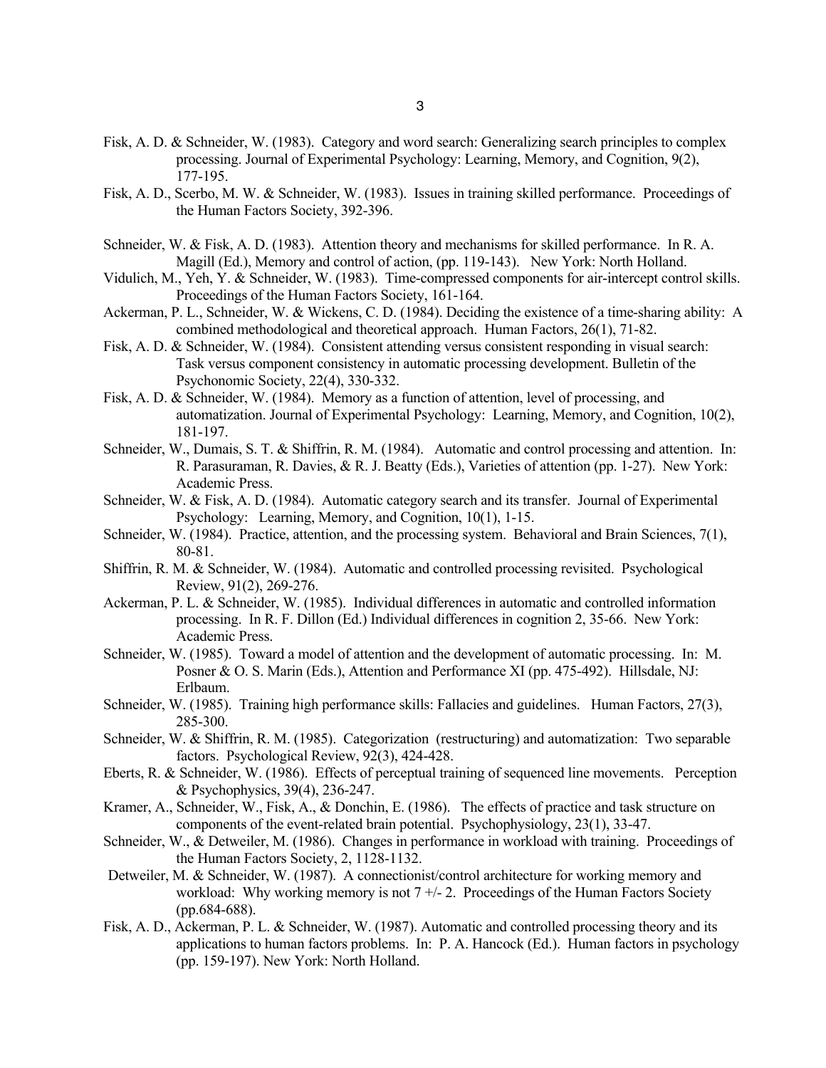Fisk, A. D. & Schneider, W. (1983). Category and word search: Generalizing search principles to complex processing. Journal of Experimental Psychology: Learning, Memory, and Cognition, 9(2), 177-195.

Fisk, A. D., Scerbo, M. W. & Schneider, W. (1983). Issues in training skilled performance. Proceedings of the Human Factors Society, 392-396.

Schneider, W. & Fisk, A. D. (1983). Attention theory and mechanisms for skilled performance. In R. A. Magill (Ed.), Memory and control of action, (pp. 119-143). New York: North Holland.

Vidulich, M., Yeh, Y. & Schneider, W. (1983). Time-compressed components for air-intercept control skills. Proceedings of the Human Factors Society, 161-164.

Ackerman, P. L., Schneider, W. & Wickens, C. D. (1984). Deciding the existence of a time-sharing ability: A combined methodological and theoretical approach. Human Factors, 26(1), 71-82.

Fisk, A. D. & Schneider, W. (1984). Consistent attending versus consistent responding in visual search: Task versus component consistency in automatic processing development. Bulletin of the Psychonomic Society, 22(4), 330-332.

Fisk, A. D. & Schneider, W. (1984). Memory as a function of attention, level of processing, and automatization. Journal of Experimental Psychology: Learning, Memory, and Cognition, 10(2), 181-197.

Schneider, W., Dumais, S. T. & Shiffrin, R. M. (1984). Automatic and control processing and attention. In: R. Parasuraman, R. Davies, & R. J. Beatty (Eds.), Varieties of attention (pp. 1-27). New York: Academic Press.

Schneider, W. & Fisk, A. D. (1984). Automatic category search and its transfer. Journal of Experimental Psychology: Learning, Memory, and Cognition, 10(1), 1-15.

Schneider, W. (1984). Practice, attention, and the processing system. Behavioral and Brain Sciences, 7(1), 80-81.

Shiffrin, R. M. & Schneider, W. (1984). Automatic and controlled processing revisited. Psychological Review, 91(2), 269-276.

Ackerman, P. L. & Schneider, W. (1985). Individual differences in automatic and controlled information processing. In R. F. Dillon (Ed.) Individual differences in cognition 2, 35-66. New York: Academic Press.

Schneider, W. (1985). Toward a model of attention and the development of automatic processing. In: M. Posner & O. S. Marin (Eds.), Attention and Performance XI (pp. 475-492). Hillsdale, NJ: Erlbaum.

Schneider, W. (1985). Training high performance skills: Fallacies and guidelines. Human Factors, 27(3), 285-300.

Schneider, W. & Shiffrin, R. M. (1985). Categorization (restructuring) and automatization: Two separable factors. Psychological Review, 92(3), 424-428.

Eberts, R. & Schneider, W. (1986). Effects of perceptual training of sequenced line movements. Perception & Psychophysics, 39(4), 236-247.

Kramer, A., Schneider, W., Fisk, A., & Donchin, E. (1986). The effects of practice and task structure on components of the event-related brain potential. Psychophysiology, 23(1), 33-47.

Schneider, W., & Detweiler, M. (1986). Changes in performance in workload with training. Proceedings of the Human Factors Society, 2, 1128-1132.

Detweiler, M. & Schneider, W. (1987). A connectionist/control architecture for working memory and workload: Why working memory is not 7 +/- 2. Proceedings of the Human Factors Society (pp.684-688).

Fisk, A. D., Ackerman, P. L. & Schneider, W. (1987). Automatic and controlled processing theory and its applications to human factors problems. In: P. A. Hancock (Ed.). Human factors in psychology (pp. 159-197). New York: North Holland.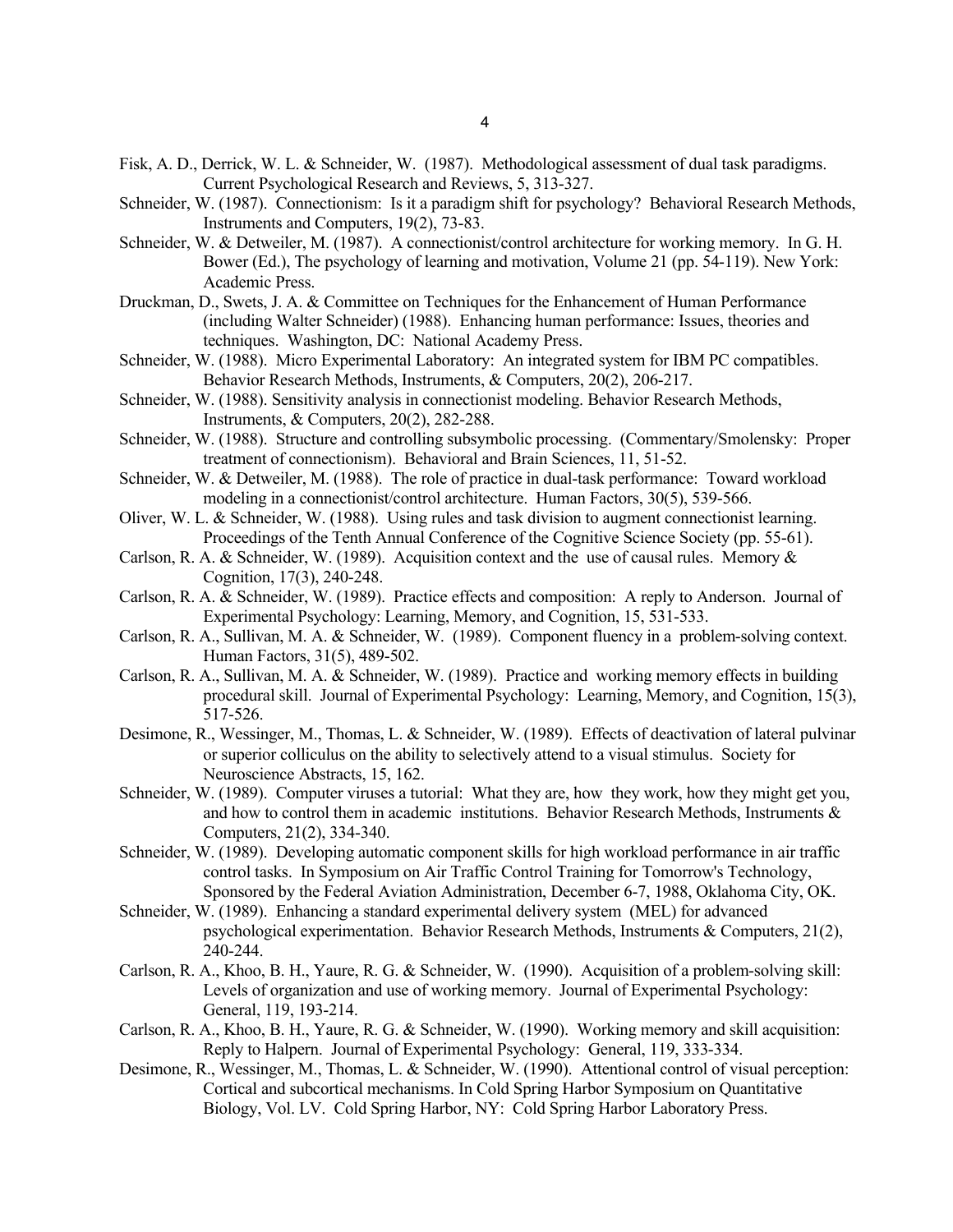Fisk, A. D., Derrick, W. L. & Schneider, W. (1987). Methodological assessment of dual task paradigms. Current Psychological Research and Reviews, 5, 313-327.

Schneider, W. (1987). Connectionism: Is it a paradigm shift for psychology? Behavioral Research Methods, Instruments and Computers, 19(2), 73-83.

Schneider, W. & Detweiler, M. (1987). A connectionist/control architecture for working memory. In G. H. Bower (Ed.), The psychology of learning and motivation, Volume 21 (pp. 54-119). New York: Academic Press.

Druckman, D., Swets, J. A. & Committee on Techniques for the Enhancement of Human Performance (including Walter Schneider) (1988). Enhancing human performance: Issues, theories and techniques. Washington, DC: National Academy Press.

Schneider, W. (1988). Micro Experimental Laboratory: An integrated system for IBM PC compatibles. Behavior Research Methods, Instruments, & Computers, 20(2), 206-217.

Schneider, W. (1988). Sensitivity analysis in connectionist modeling. Behavior Research Methods, Instruments, & Computers, 20(2), 282-288.

Schneider, W. (1988). Structure and controlling subsymbolic processing. (Commentary/Smolensky: Proper treatment of connectionism). Behavioral and Brain Sciences, 11, 51-52.

Schneider, W. & Detweiler, M. (1988). The role of practice in dual-task performance: Toward workload modeling in a connectionist/control architecture. Human Factors, 30(5), 539-566.

Oliver, W. L. & Schneider, W. (1988). Using rules and task division to augment connectionist learning. Proceedings of the Tenth Annual Conference of the Cognitive Science Society (pp. 55-61).

Carlson, R. A. & Schneider, W. (1989). Acquisition context and the use of causal rules. Memory & Cognition, 17(3), 240-248.

Carlson, R. A. & Schneider, W. (1989). Practice effects and composition: A reply to Anderson. Journal of Experimental Psychology: Learning, Memory, and Cognition, 15, 531-533.

Carlson, R. A., Sullivan, M. A. & Schneider, W. (1989). Component fluency in a problem-solving context. Human Factors, 31(5), 489-502.

Carlson, R. A., Sullivan, M. A. & Schneider, W. (1989). Practice and working memory effects in building procedural skill. Journal of Experimental Psychology: Learning, Memory, and Cognition, 15(3), 517-526.

Desimone, R., Wessinger, M., Thomas, L. & Schneider, W. (1989). Effects of deactivation of lateral pulvinar or superior colliculus on the ability to selectively attend to a visual stimulus. Society for Neuroscience Abstracts, 15, 162.

Schneider, W. (1989). Computer viruses a tutorial: What they are, how they work, how they might get you, and how to control them in academic institutions. Behavior Research Methods, Instruments & Computers, 21(2), 334-340.

Schneider, W. (1989). Developing automatic component skills for high workload performance in air traffic control tasks. In Symposium on Air Traffic Control Training for Tomorrow's Technology, Sponsored by the Federal Aviation Administration, December 6-7, 1988, Oklahoma City, OK.

Schneider, W. (1989). Enhancing a standard experimental delivery system (MEL) for advanced psychological experimentation. Behavior Research Methods, Instruments & Computers, 21(2), 240-244.

Carlson, R. A., Khoo, B. H., Yaure, R. G. & Schneider, W. (1990). Acquisition of a problem-solving skill: Levels of organization and use of working memory. Journal of Experimental Psychology: General, 119, 193-214.

Carlson, R. A., Khoo, B. H., Yaure, R. G. & Schneider, W. (1990). Working memory and skill acquisition: Reply to Halpern. Journal of Experimental Psychology: General, 119, 333-334.

Desimone, R., Wessinger, M., Thomas, L. & Schneider, W. (1990). Attentional control of visual perception: Cortical and subcortical mechanisms. In Cold Spring Harbor Symposium on Quantitative Biology, Vol. LV. Cold Spring Harbor, NY: Cold Spring Harbor Laboratory Press.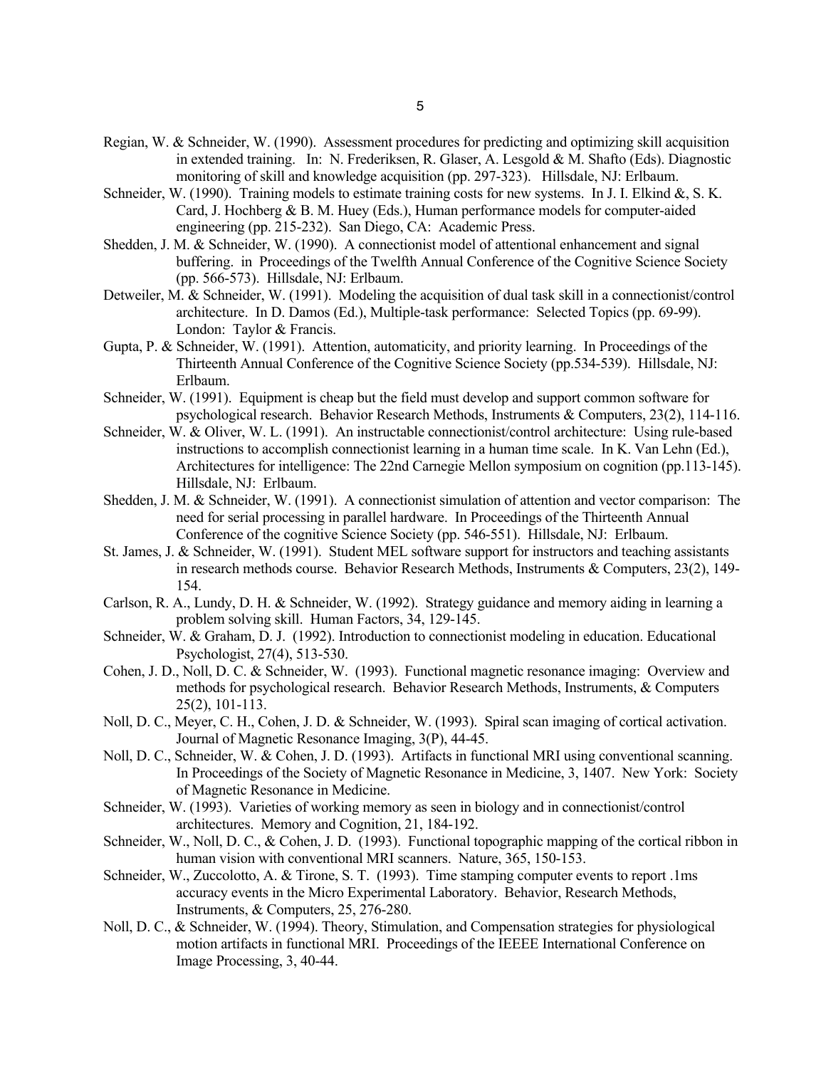Regian, W. & Schneider, W. (1990). Assessment procedures for predicting and optimizing skill acquisition in extended training. In: N. Frederiksen, R. Glaser, A. Lesgold & M. Shafto (Eds). Diagnostic monitoring of skill and knowledge acquisition (pp. 297-323). Hillsdale, NJ: Erlbaum.

Schneider, W. (1990). Training models to estimate training costs for new systems. In J. I. Elkind &, S. K. Card, J. Hochberg & B. M. Huey (Eds.), Human performance models for computer-aided engineering (pp. 215-232). San Diego, CA: Academic Press.

Shedden, J. M. & Schneider, W. (1990). A connectionist model of attentional enhancement and signal buffering. in Proceedings of the Twelfth Annual Conference of the Cognitive Science Society (pp. 566-573). Hillsdale, NJ: Erlbaum.

Detweiler, M. & Schneider, W. (1991). Modeling the acquisition of dual task skill in a connectionist/control architecture. In D. Damos (Ed.), Multiple-task performance: Selected Topics (pp. 69-99). London: Taylor & Francis.

Gupta, P. & Schneider, W. (1991). Attention, automaticity, and priority learning. In Proceedings of the Thirteenth Annual Conference of the Cognitive Science Society (pp.534-539). Hillsdale, NJ: Erlbaum.

Schneider, W. (1991). Equipment is cheap but the field must develop and support common software for psychological research. Behavior Research Methods, Instruments & Computers, 23(2), 114-116.

Schneider, W. & Oliver, W. L. (1991). An instructable connectionist/control architecture: Using rule-based instructions to accomplish connectionist learning in a human time scale. In K. Van Lehn (Ed.), Architectures for intelligence: The 22nd Carnegie Mellon symposium on cognition (pp.113-145). Hillsdale, NJ: Erlbaum.

Shedden, J. M. & Schneider, W. (1991). A connectionist simulation of attention and vector comparison: The need for serial processing in parallel hardware. In Proceedings of the Thirteenth Annual Conference of the cognitive Science Society (pp. 546-551). Hillsdale, NJ: Erlbaum.

St. James, J. & Schneider, W. (1991). Student MEL software support for instructors and teaching assistants in research methods course. Behavior Research Methods, Instruments & Computers, 23(2), 149-154.

Carlson, R. A., Lundy, D. H. & Schneider, W. (1992). Strategy guidance and memory aiding in learning a problem solving skill. Human Factors, 34, 129-145.

Schneider, W. & Graham, D. J. (1992). Introduction to connectionist modeling in education. Educational Psychologist, 27(4), 513-530.

Cohen, J. D., Noll, D. C. & Schneider, W. (1993). Functional magnetic resonance imaging: Overview and methods for psychological research. Behavior Research Methods, Instruments, & Computers 25(2), 101-113.

Noll, D. C., Meyer, C. H., Cohen, J. D. & Schneider, W. (1993). Spiral scan imaging of cortical activation. Journal of Magnetic Resonance Imaging, 3(P), 44-45.

Noll, D. C., Schneider, W. & Cohen, J. D. (1993). Artifacts in functional MRI using conventional scanning. In Proceedings of the Society of Magnetic Resonance in Medicine, 3, 1407. New York: Society of Magnetic Resonance in Medicine.

Schneider, W. (1993). Varieties of working memory as seen in biology and in connectionist/control architectures. Memory and Cognition, 21, 184-192.

Schneider, W., Noll, D. C., & Cohen, J. D. (1993). Functional topographic mapping of the cortical ribbon in human vision with conventional MRI scanners. Nature, 365, 150-153.

Schneider, W., Zuccolotto, A. & Tirone, S. T. (1993). Time stamping computer events to report .1ms accuracy events in the Micro Experimental Laboratory. Behavior, Research Methods, Instruments, & Computers, 25, 276-280.

Noll, D. C., & Schneider, W. (1994). Theory, Stimulation, and Compensation strategies for physiological motion artifacts in functional MRI. Proceedings of the IEEEE International Conference on Image Processing, 3, 40-44.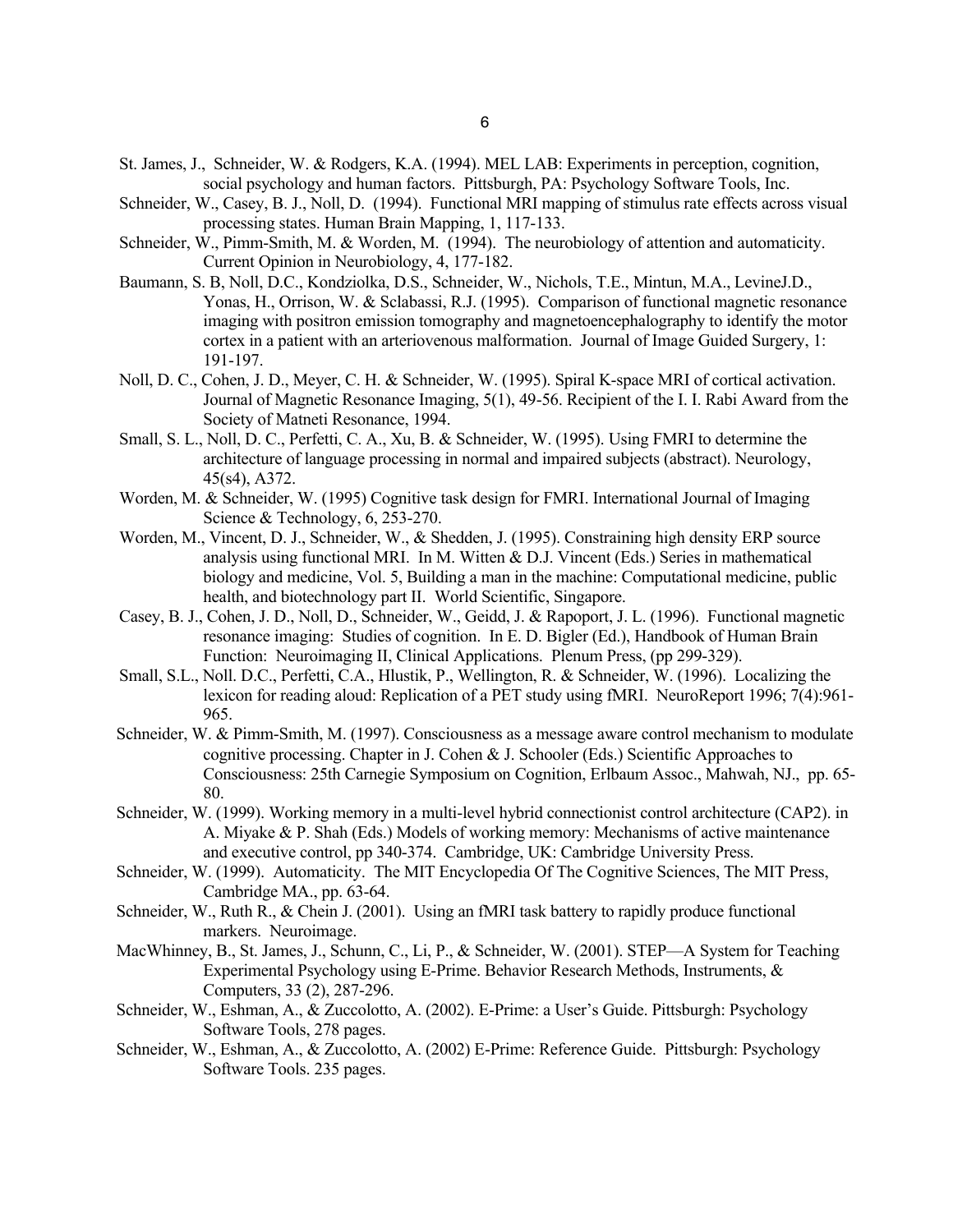St. James, J., Schneider, W. & Rodgers, K.A. (1994). MEL LAB: Experiments in perception, cognition, social psychology and human factors. Pittsburgh, PA: Psychology Software Tools, Inc.

Schneider, W., Casey, B. J., Noll, D. (1994). Functional MRI mapping of stimulus rate effects across visual processing states. Human Brain Mapping, 1, 117-133.

Schneider, W., Pimm-Smith, M. & Worden, M. (1994). The neurobiology of attention and automaticity. Current Opinion in Neurobiology, 4, 177-182.

Baumann, S. B, Noll, D.C., Kondziolka, D.S., Schneider, W., Nichols, T.E., Mintun, M.A., LevineJ.D., Yonas, H., Orrison, W. & Sclabassi, R.J. (1995). Comparison of functional magnetic resonance imaging with positron emission tomography and magnetoencephalography to identify the motor cortex in a patient with an arteriovenous malformation. Journal of Image Guided Surgery, 1: 191-197.

Noll, D. C., Cohen, J. D., Meyer, C. H. & Schneider, W. (1995). Spiral K-space MRI of cortical activation. Journal of Magnetic Resonance Imaging, 5(1), 49-56. Recipient of the I. I. Rabi Award from the Society of Matneti Resonance, 1994.

Small, S. L., Noll, D. C., Perfetti, C. A., Xu, B. & Schneider, W. (1995). Using FMRI to determine the architecture of language processing in normal and impaired subjects (abstract). Neurology, 45(s4), A372.

Worden, M. & Schneider, W. (1995) Cognitive task design for FMRI. International Journal of Imaging Science & Technology, 6, 253-270.

Worden, M., Vincent, D. J., Schneider, W., & Shedden, J. (1995). Constraining high density ERP source analysis using functional MRI. In M. Witten & D.J. Vincent (Eds.) Series in mathematical biology and medicine, Vol. 5, Building a man in the machine: Computational medicine, public health, and biotechnology part II. World Scientific, Singapore.

Casey, B. J., Cohen, J. D., Noll, D., Schneider, W., Geidd, J. & Rapoport, J. L. (1996). Functional magnetic resonance imaging: Studies of cognition. In E. D. Bigler (Ed.), Handbook of Human Brain Function: Neuroimaging II, Clinical Applications. Plenum Press, (pp 299-329).

Small, S.L., Noll. D.C., Perfetti, C.A., Hlustik, P., Wellington, R. & Schneider, W. (1996). Localizing the lexicon for reading aloud: Replication of a PET study using fMRI. NeuroReport 1996; 7(4):961-965.

Schneider, W. & Pimm-Smith, M. (1997). Consciousness as a message aware control mechanism to modulate cognitive processing. Chapter in J. Cohen & J. Schooler (Eds.) Scientific Approaches to Consciousness: 25th Carnegie Symposium on Cognition, Erlbaum Assoc., Mahwah, NJ., pp. 65-80.

Schneider, W. (1999). Working memory in a multi-level hybrid connectionist control architecture (CAP2). in A. Miyake & P. Shah (Eds.) Models of working memory: Mechanisms of active maintenance and executive control, pp 340-374. Cambridge, UK: Cambridge University Press.

Schneider, W. (1999). Automaticity. The MIT Encyclopedia Of The Cognitive Sciences, The MIT Press, Cambridge MA., pp. 63-64.

Schneider, W., Ruth R., & Chein J. (2001). Using an fMRI task battery to rapidly produce functional markers. Neuroimage.

MacWhinney, B., St. James, J., Schunn, C., Li, P., & Schneider, W. (2001). STEP—A System for Teaching Experimental Psychology using E-Prime. Behavior Research Methods, Instruments, & Computers, 33 (2), 287-296.

Schneider, W., Eshman, A., & Zuccolotto, A. (2002). E-Prime: a User's Guide. Pittsburgh: Psychology Software Tools, 278 pages.

Schneider, W., Eshman, A., & Zuccolotto, A. (2002) E-Prime: Reference Guide. Pittsburgh: Psychology Software Tools. 235 pages.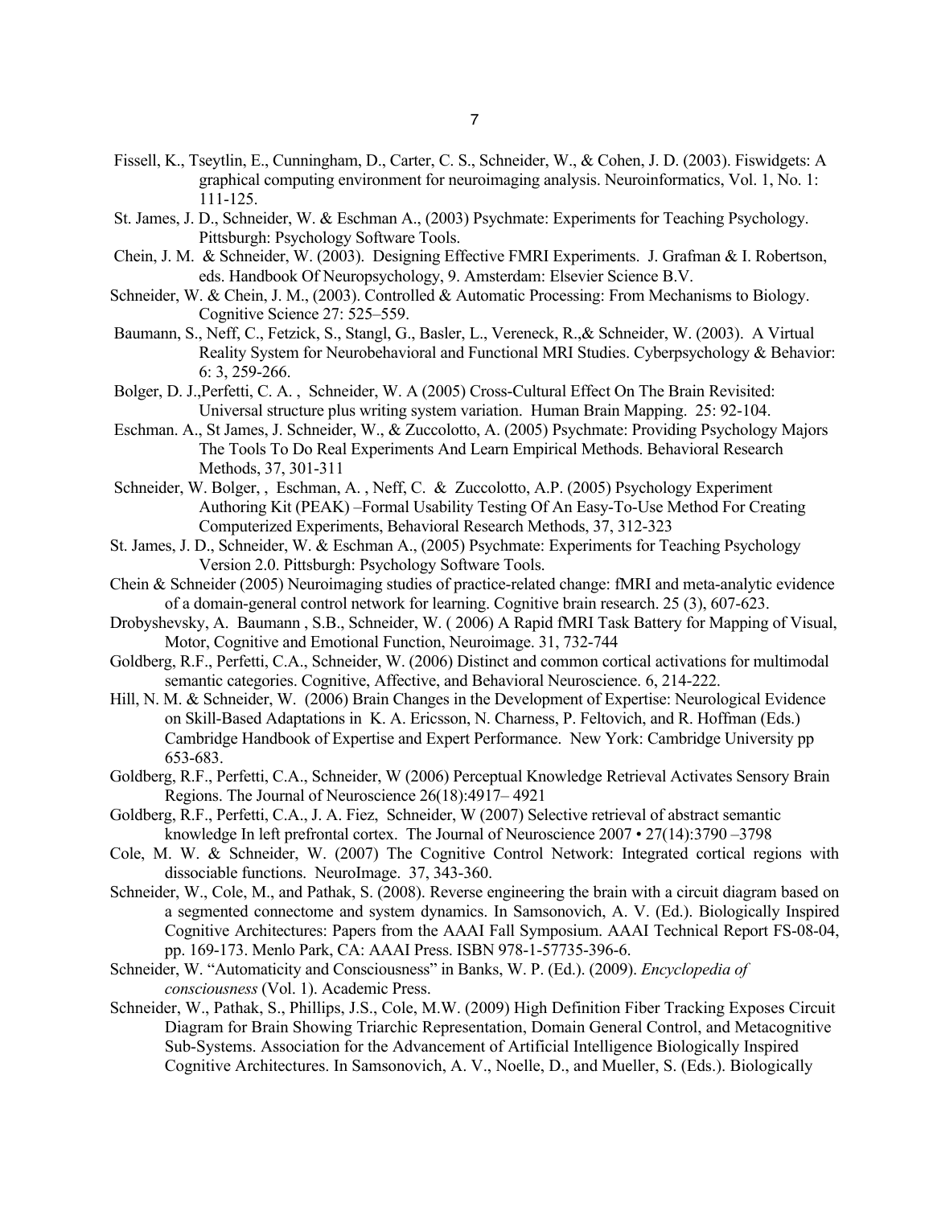Fissell, K., Tseytlin, E., Cunningham, D., Carter, C. S., Schneider, W., & Cohen, J. D. (2003). Fiswidgets: A graphical computing environment for neuroimaging analysis. Neuroinformatics, Vol. 1, No. 1: 111-125.

St. James, J. D., Schneider, W. & Eschman A., (2003) Psychmate: Experiments for Teaching Psychology. Pittsburgh: Psychology Software Tools.

Chein, J. M. & Schneider, W. (2003). Designing Effective FMRI Experiments. J. Grafman & I. Robertson, eds. Handbook Of Neuropsychology, 9. Amsterdam: Elsevier Science B.V.

Schneider, W. & Chein, J. M., (2003). Controlled & Automatic Processing: From Mechanisms to Biology. Cognitive Science 27: 525–559.

Baumann, S., Neff, C., Fetzick, S., Stangl, G., Basler, L., Vereneck, R.,& Schneider, W. (2003). A Virtual Reality System for Neurobehavioral and Functional MRI Studies. Cyberpsychology & Behavior: 6: 3, 259-266.

Bolger, D. J.,Perfetti, C. A. , Schneider, W. A (2005) Cross-Cultural Effect On The Brain Revisited: Universal structure plus writing system variation. Human Brain Mapping. 25: 92-104.

Eschman. A., St James, J. Schneider, W., & Zuccolotto, A. (2005) Psychmate: Providing Psychology Majors The Tools To Do Real Experiments And Learn Empirical Methods. Behavioral Research Methods, 37, 301-311

Schneider, W. Bolger, , Eschman, A. , Neff, C. & Zuccolotto, A.P. (2005) Psychology Experiment Authoring Kit (PEAK) –Formal Usability Testing Of An Easy-To-Use Method For Creating Computerized Experiments, Behavioral Research Methods, 37, 312-323

St. James, J. D., Schneider, W. & Eschman A., (2005) Psychmate: Experiments for Teaching Psychology Version 2.0. Pittsburgh: Psychology Software Tools.

Chein & Schneider (2005) Neuroimaging studies of practice-related change: fMRI and meta-analytic evidence of a domain-general control network for learning. Cognitive brain research. 25 (3), 607-623.

Drobyshevsky, A. Baumann , S.B., Schneider, W. ( 2006) A Rapid fMRI Task Battery for Mapping of Visual, Motor, Cognitive and Emotional Function, Neuroimage. 31, 732-744

Goldberg, R.F., Perfetti, C.A., Schneider, W. (2006) Distinct and common cortical activations for multimodal semantic categories. Cognitive, Affective, and Behavioral Neuroscience. 6, 214-222.

Hill, N. M. & Schneider, W. (2006) Brain Changes in the Development of Expertise: Neurological Evidence on Skill-Based Adaptations in K. A. Ericsson, N. Charness, P. Feltovich, and R. Hoffman (Eds.) Cambridge Handbook of Expertise and Expert Performance. New York: Cambridge University pp 653-683.

Goldberg, R.F., Perfetti, C.A., Schneider, W (2006) Perceptual Knowledge Retrieval Activates Sensory Brain Regions. The Journal of Neuroscience 26(18):4917– 4921

Goldberg, R.F., Perfetti, C.A., J. A. Fiez, Schneider, W (2007) Selective retrieval of abstract semantic knowledge In left prefrontal cortex. The Journal of Neuroscience 2007 • 27(14):3790 –3798

Cole, M. W. & Schneider, W. (2007) The Cognitive Control Network: Integrated cortical regions with dissociable functions. NeuroImage. 37, 343-360.

Schneider, W., Cole, M., and Pathak, S. (2008). Reverse engineering the brain with a circuit diagram based on a segmented connectome and system dynamics. In Samsonovich, A. V. (Ed.). Biologically Inspired Cognitive Architectures: Papers from the AAAI Fall Symposium. AAAI Technical Report FS-08-04, pp. 169-173. Menlo Park, CA: AAAI Press. ISBN 978-1-57735-396-6.

Schneider, W. "Automaticity and Consciousness" in Banks, W. P. (Ed.). (2009). *Encyclopedia of consciousness* (Vol. 1). Academic Press.

Schneider, W., Pathak, S., Phillips, J.S., Cole, M.W. (2009) High Definition Fiber Tracking Exposes Circuit Diagram for Brain Showing Triarchic Representation, Domain General Control, and Metacognitive Sub-Systems. Association for the Advancement of Artificial Intelligence Biologically Inspired Cognitive Architectures. In Samsonovich, A. V., Noelle, D., and Mueller, S. (Eds.). Biologically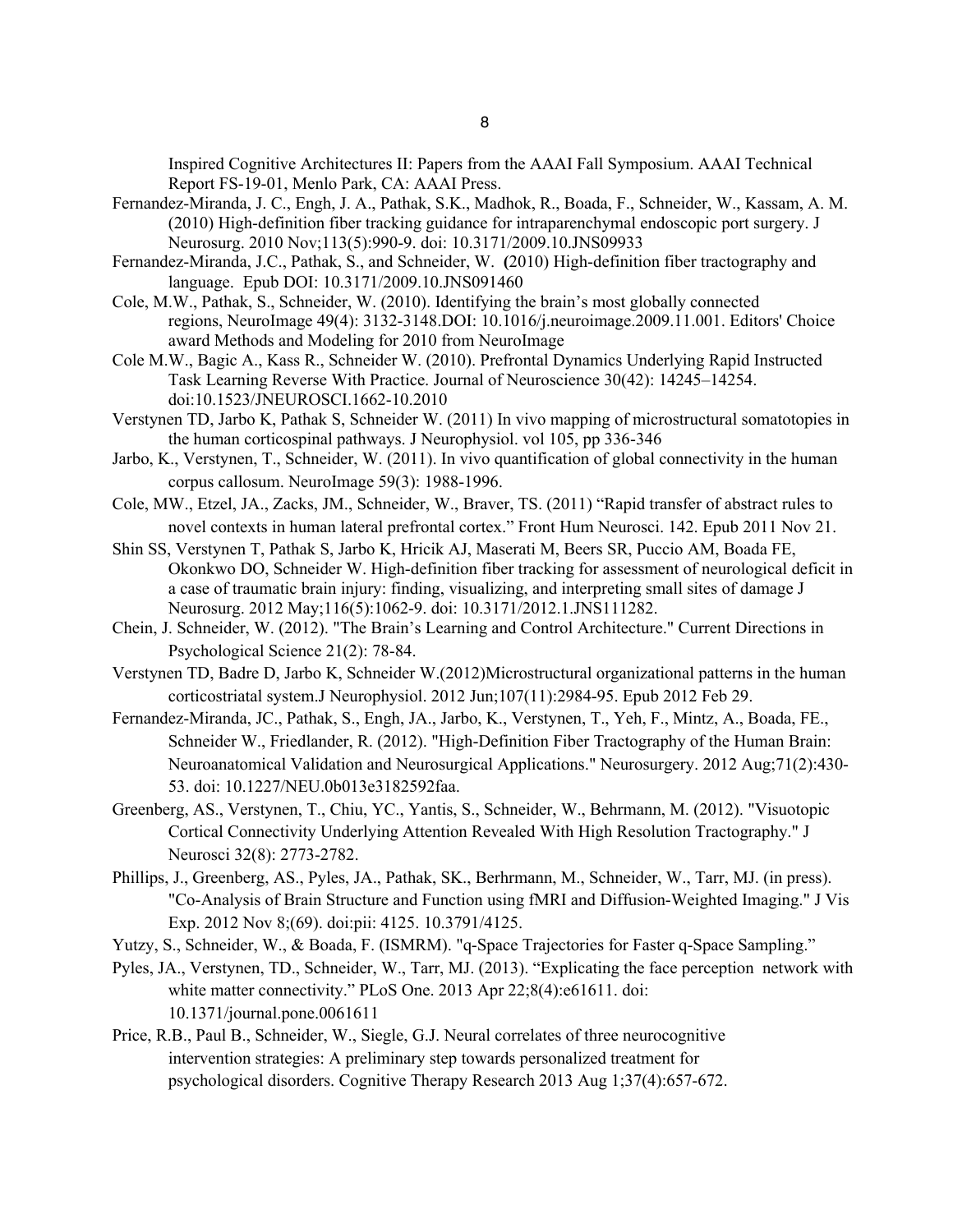Inspired Cognitive Architectures II: Papers from the AAAI Fall Symposium. AAAI Technical Report FS-19-01, Menlo Park, CA: AAAI Press.

Fernandez-Miranda, J. C., Engh, J. A., Pathak, S.K., Madhok, R., Boada, F., Schneider, W., Kassam, A. M. (2010) High-definition fiber tracking guidance for intraparenchymal endoscopic port surgery. J Neurosurg. 2010 Nov;113(5):990-9. doi: 10.3171/2009.10.JNS09933

Fernandez-Miranda, J.C., Pathak, S., and Schneider, W. **(**2010) High-definition fiber tractography and language. Epub DOI: 10.3171/2009.10.JNS091460

Cole, M.W., Pathak, S., Schneider, W. (2010). Identifying the brain's most globally connected regions, NeuroImage 49(4): 3132-3148.DOI: 10.1016/j.neuroimage.2009.11.001. Editors' Choice award Methods and Modeling for 2010 from NeuroImage

Cole M.W., Bagic A., Kass R., Schneider W. (2010). Prefrontal Dynamics Underlying Rapid Instructed Task Learning Reverse With Practice. Journal of Neuroscience 30(42): 14245–14254. doi:10.1523/JNEUROSCI.1662-10.2010

Verstynen TD, Jarbo K, Pathak S, Schneider W. (2011) In vivo mapping of microstructural somatotopies in the human corticospinal pathways. J Neurophysiol. vol 105, pp 336-346

Jarbo, K., Verstynen, T., Schneider, W. (2011). In vivo quantification of global connectivity in the human corpus callosum. NeuroImage 59(3): 1988-1996.

Cole, MW., Etzel, JA., Zacks, JM., Schneider, W., Braver, TS. (2011) "Rapid transfer of abstract rules to novel contexts in human lateral prefrontal cortex." Front Hum Neurosci. 142. Epub 2011 Nov 21.

Shin SS, Verstynen T, Pathak S, Jarbo K, Hricik AJ, Maserati M, Beers SR, Puccio AM, Boada FE, Okonkwo DO, Schneider W. High-definition fiber tracking for assessment of neurological deficit in a case of traumatic brain injury: finding, visualizing, and interpreting small sites of damage J Neurosurg. 2012 May;116(5):1062-9. doi: 10.3171/2012.1.JNS111282.

Chein, J. Schneider, W. (2012). "The Brain's Learning and Control Architecture." Current Directions in Psychological Science 21(2): 78-84.

Verstynen TD, Badre D, Jarbo K, Schneider W.(2012)Microstructural organizational patterns in the human corticostriatal system.J Neurophysiol. 2012 Jun;107(11):2984-95. Epub 2012 Feb 29.

Fernandez-Miranda, JC., Pathak, S., Engh, JA., Jarbo, K., Verstynen, T., Yeh, F., Mintz, A., Boada, FE., Schneider W., Friedlander, R. (2012). "High-Definition Fiber Tractography of the Human Brain: Neuroanatomical Validation and Neurosurgical Applications." Neurosurgery. 2012 Aug;71(2):430-53. doi: 10.1227/NEU.0b013e3182592faa.

Greenberg, AS., Verstynen, T., Chiu, YC., Yantis, S., Schneider, W., Behrmann, M. (2012). "Visuotopic Cortical Connectivity Underlying Attention Revealed With High Resolution Tractography." J Neurosci 32(8): 2773-2782.

Phillips, J., Greenberg, AS., Pyles, JA., Pathak, SK., Berhrmann, M., Schneider, W., Tarr, MJ. (in press). "Co-Analysis of Brain Structure and Function using fMRI and Diffusion-Weighted Imaging." J Vis Exp. 2012 Nov 8;(69). doi:pii: 4125. 10.3791/4125.

Yutzy, S., Schneider, W., & Boada, F. (ISMRM). "q-Space Trajectories for Faster q-Space Sampling."

Pyles, JA., Verstynen, TD., Schneider, W., Tarr, MJ. (2013). "Explicating the face perception network with white matter connectivity." PLoS One. 2013 Apr 22;8(4):e61611. doi: 10.1371/journal.pone.0061611

Price, R.B., Paul B., Schneider, W., Siegle, G.J. Neural correlates of three neurocognitive intervention strategies: A preliminary step towards personalized treatment for psychological disorders. Cognitive Therapy Research 2013 Aug 1;37(4):657-672.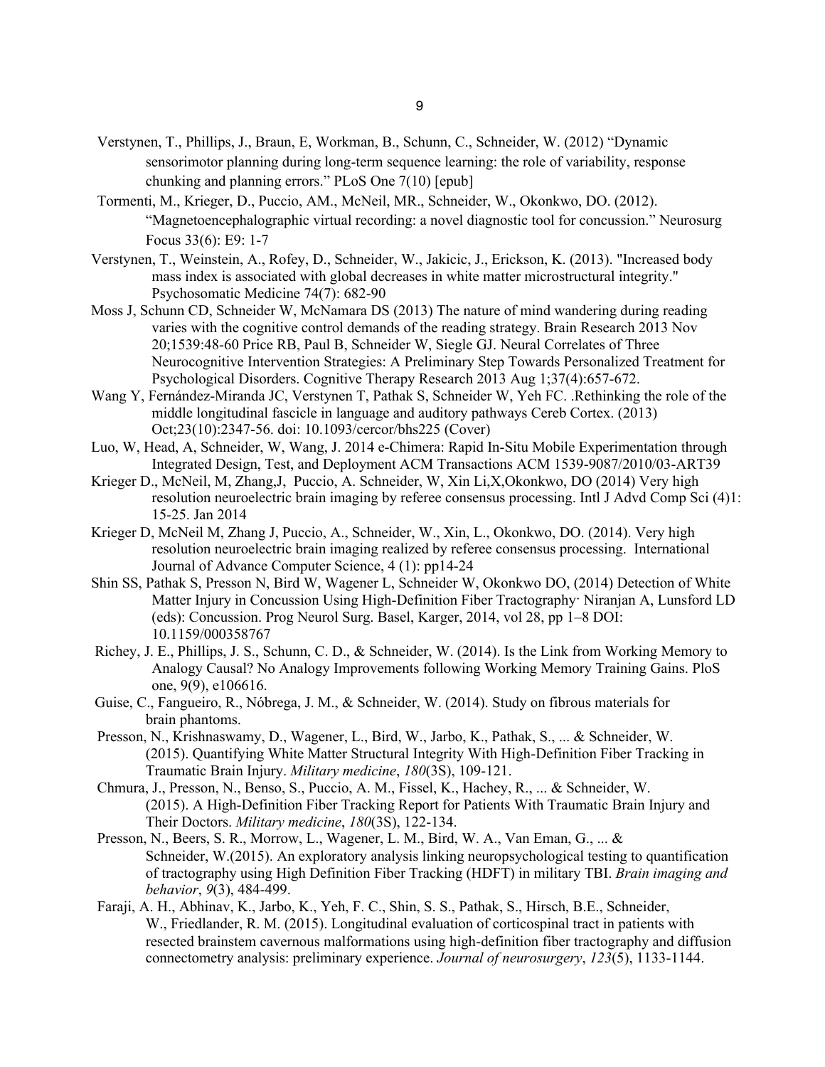Verstynen, T., Phillips, J., Braun, E, Workman, B., Schunn, C., Schneider, W. (2012) "Dynamic sensorimotor planning during long-term sequence learning: the role of variability, response chunking and planning errors." PLoS One 7(10) [epub]

Tormenti, M., Krieger, D., Puccio, AM., McNeil, MR., Schneider, W., Okonkwo, DO. (2012). "Magnetoencephalographic virtual recording: a novel diagnostic tool for concussion." Neurosurg Focus 33(6): E9: 1-7

Verstynen, T., Weinstein, A., Rofey, D., Schneider, W., Jakicic, J., Erickson, K. (2013). "Increased body mass index is associated with global decreases in white matter microstructural integrity." Psychosomatic Medicine 74(7): 682-90

Moss J, Schunn CD, Schneider W, McNamara DS (2013) The nature of mind wandering during reading varies with the cognitive control demands of the reading strategy. Brain Research 2013 Nov 20;1539:48-60 Price RB, Paul B, Schneider W, Siegle GJ. Neural Correlates of Three Neurocognitive Intervention Strategies: A Preliminary Step Towards Personalized Treatment for Psychological Disorders. Cognitive Therapy Research 2013 Aug 1;37(4):657-672.

Wang Y, Fernández-Miranda JC, Verstynen T, Pathak S, Schneider W, Yeh FC. .Rethinking the role of the middle longitudinal fascicle in language and auditory pathways Cereb Cortex. (2013) Oct;23(10):2347-56. doi: 10.1093/cercor/bhs225 (Cover)

Luo, W, Head, A, Schneider, W, Wang, J. 2014 e-Chimera: Rapid In-Situ Mobile Experimentation through Integrated Design, Test, and Deployment ACM Transactions ACM 1539-9087/2010/03-ART39

Krieger D., McNeil, M, Zhang,J, Puccio, A. Schneider, W, Xin Li,X,Okonkwo, DO (2014) Very high resolution neuroelectric brain imaging by referee consensus processing. Intl J Advd Comp Sci (4)1: 15-25. Jan 2014

Krieger D, McNeil M, Zhang J, Puccio, A., Schneider, W., Xin, L., Okonkwo, DO. (2014). Very high resolution neuroelectric brain imaging realized by referee consensus processing. International Journal of Advance Computer Science, 4 (1): pp14-24

Shin SS, Pathak S, Presson N, Bird W, Wagener L, Schneider W, Okonkwo DO, (2014) Detection of White Matter Injury in Concussion Using High-Definition Fiber Tractography· Niranjan A, Lunsford LD (eds): Concussion. Prog Neurol Surg. Basel, Karger, 2014, vol 28, pp 1–8 DOI: 10.1159/000358767

Richey, J. E., Phillips, J. S., Schunn, C. D., & Schneider, W. (2014). Is the Link from Working Memory to Analogy Causal? No Analogy Improvements following Working Memory Training Gains. PloS one, 9(9), e106616.

Guise, C., Fangueiro, R., Nóbrega, J. M., & Schneider, W. (2014). Study on fibrous materials for brain phantoms.

Presson, N., Krishnaswamy, D., Wagener, L., Bird, W., Jarbo, K., Pathak, S., ... & Schneider, W. (2015). Quantifying White Matter Structural Integrity With High-Definition Fiber Tracking in Traumatic Brain Injury. *Military medicine*, *180*(3S), 109-121.

Chmura, J., Presson, N., Benso, S., Puccio, A. M., Fissel, K., Hachey, R., ... & Schneider, W. (2015). A High-Definition Fiber Tracking Report for Patients With Traumatic Brain Injury and Their Doctors. *Military medicine*, *180*(3S), 122-134.

Presson, N., Beers, S. R., Morrow, L., Wagener, L. M., Bird, W. A., Van Eman, G., ... & Schneider, W.(2015). An exploratory analysis linking neuropsychological testing to quantification of tractography using High Definition Fiber Tracking (HDFT) in military TBI. *Brain imaging and behavior*, *9*(3), 484-499.

Faraji, A. H., Abhinav, K., Jarbo, K., Yeh, F. C., Shin, S. S., Pathak, S., Hirsch, B.E., Schneider, W., Friedlander, R. M. (2015). Longitudinal evaluation of corticospinal tract in patients with resected brainstem cavernous malformations using high-definition fiber tractography and diffusion connectometry analysis: preliminary experience. *Journal of neurosurgery*, *123*(5), 1133-1144.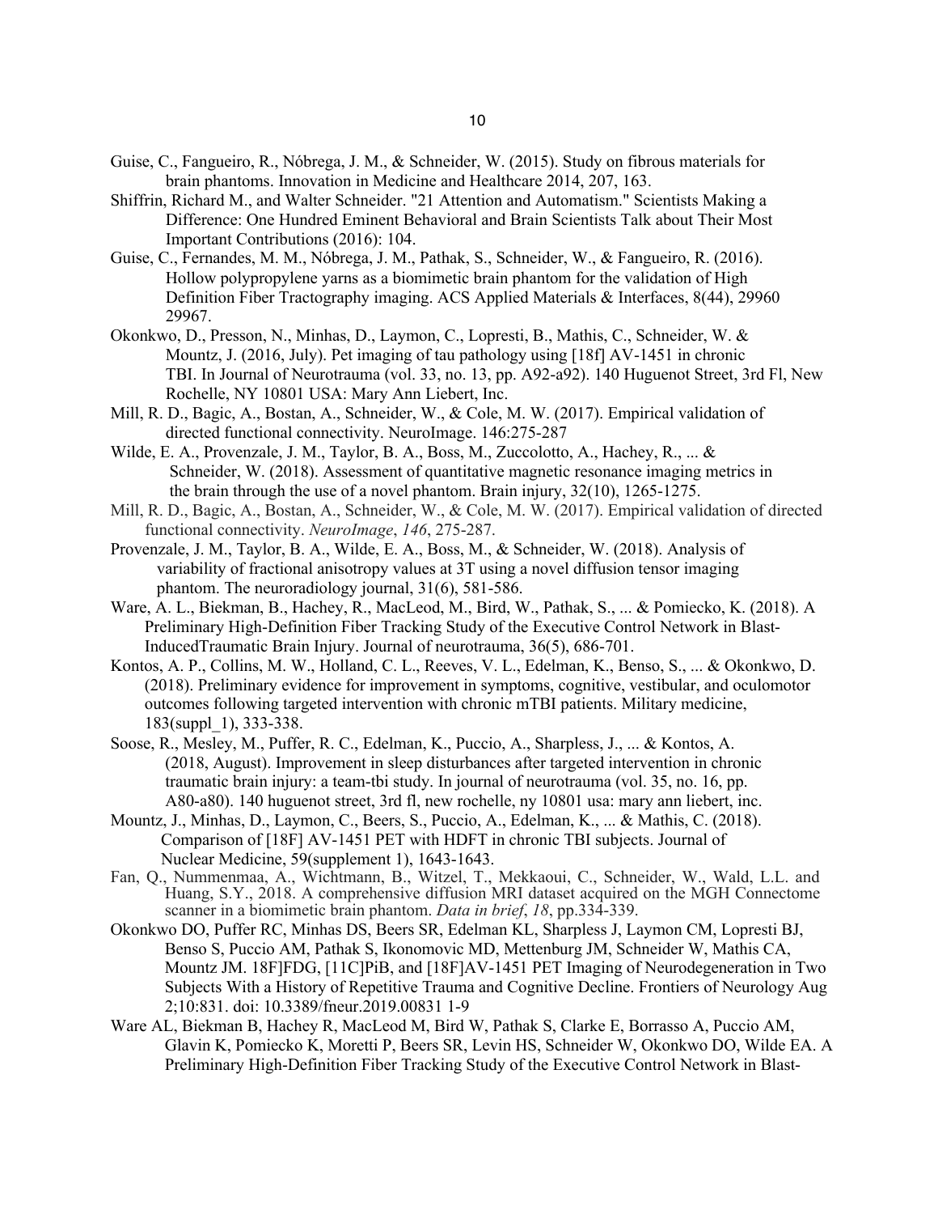Guise, C., Fangueiro, R., Nóbrega, J. M., & Schneider, W. (2015). Study on fibrous materials for brain phantoms. Innovation in Medicine and Healthcare 2014, 207, 163.

Shiffrin, Richard M., and Walter Schneider. "21 Attention and Automatism." Scientists Making a Difference: One Hundred Eminent Behavioral and Brain Scientists Talk about Their Most Important Contributions (2016): 104.

Guise, C., Fernandes, M. M., Nóbrega, J. M., Pathak, S., Schneider, W., & Fangueiro, R. (2016). Hollow polypropylene yarns as a biomimetic brain phantom for the validation of High Definition Fiber Tractography imaging. ACS Applied Materials & Interfaces, 8(44), 29960 29967.

Okonkwo, D., Presson, N., Minhas, D., Laymon, C., Lopresti, B., Mathis, C., Schneider, W. & Mountz, J. (2016, July). Pet imaging of tau pathology using [18f] AV-1451 in chronic TBI. In Journal of Neurotrauma (vol. 33, no. 13, pp. A92-a92). 140 Huguenot Street, 3rd Fl, New Rochelle, NY 10801 USA: Mary Ann Liebert, Inc.

Mill, R. D., Bagic, A., Bostan, A., Schneider, W., & Cole, M. W. (2017). Empirical validation of directed functional connectivity. NeuroImage. 146:275-287

Wilde, E. A., Provenzale, J. M., Taylor, B. A., Boss, M., Zuccolotto, A., Hachey, R., ... & Schneider, W. (2018). Assessment of quantitative magnetic resonance imaging metrics in the brain through the use of a novel phantom. Brain injury, 32(10), 1265-1275.

Mill, R. D., Bagic, A., Bostan, A., Schneider, W., & Cole, M. W. (2017). Empirical validation of directed functional connectivity. *NeuroImage*, *146*, 275-287.

Provenzale, J. M., Taylor, B. A., Wilde, E. A., Boss, M., & Schneider, W. (2018). Analysis of variability of fractional anisotropy values at 3T using a novel diffusion tensor imaging phantom. The neuroradiology journal, 31(6), 581-586.

Ware, A. L., Biekman, B., Hachey, R., MacLeod, M., Bird, W., Pathak, S., ... & Pomiecko, K. (2018). A Preliminary High-Definition Fiber Tracking Study of the Executive Control Network in Blast-InducedTraumatic Brain Injury. Journal of neurotrauma, 36(5), 686-701.

Kontos, A. P., Collins, M. W., Holland, C. L., Reeves, V. L., Edelman, K., Benso, S., ... & Okonkwo, D. (2018). Preliminary evidence for improvement in symptoms, cognitive, vestibular, and oculomotor outcomes following targeted intervention with chronic mTBI patients. Military medicine, 183(suppl_1), 333-338.

Soose, R., Mesley, M., Puffer, R. C., Edelman, K., Puccio, A., Sharpless, J., ... & Kontos, A. (2018, August). Improvement in sleep disturbances after targeted intervention in chronic traumatic brain injury: a team-tbi study. In journal of neurotrauma (vol. 35, no. 16, pp. A80-a80). 140 huguenot street, 3rd fl, new rochelle, ny 10801 usa: mary ann liebert, inc.

Mountz, J., Minhas, D., Laymon, C., Beers, S., Puccio, A., Edelman, K., ... & Mathis, C. (2018). Comparison of [18F] AV-1451 PET with HDFT in chronic TBI subjects. Journal of Nuclear Medicine, 59(supplement 1), 1643-1643.

Fan, Q., Nummenmaa, A., Wichtmann, B., Witzel, T., Mekkaoui, C., Schneider, W., Wald, L.L. and Huang, S.Y., 2018. A comprehensive diffusion MRI dataset acquired on the MGH Connectome scanner in a biomimetic brain phantom. *Data in brief*, *18*, pp.334-339.

Okonkwo DO, Puffer RC, Minhas DS, Beers SR, Edelman KL, Sharpless J, Laymon CM, Lopresti BJ, Benso S, Puccio AM, Pathak S, Ikonomovic MD, Mettenburg JM, Schneider W, Mathis CA, Mountz JM. 18F]FDG, [11C]PiB, and [18F]AV-1451 PET Imaging of Neurodegeneration in Two Subjects With a History of Repetitive Trauma and Cognitive Decline. Frontiers of Neurology Aug 2;10:831. doi: 10.3389/fneur.2019.00831 1-9

Ware AL, Biekman B, Hachey R, MacLeod M, Bird W, Pathak S, Clarke E, Borrasso A, Puccio AM, Glavin K, Pomiecko K, Moretti P, Beers SR, Levin HS, Schneider W, Okonkwo DO, Wilde EA. A Preliminary High-Definition Fiber Tracking Study of the Executive Control Network in Blast-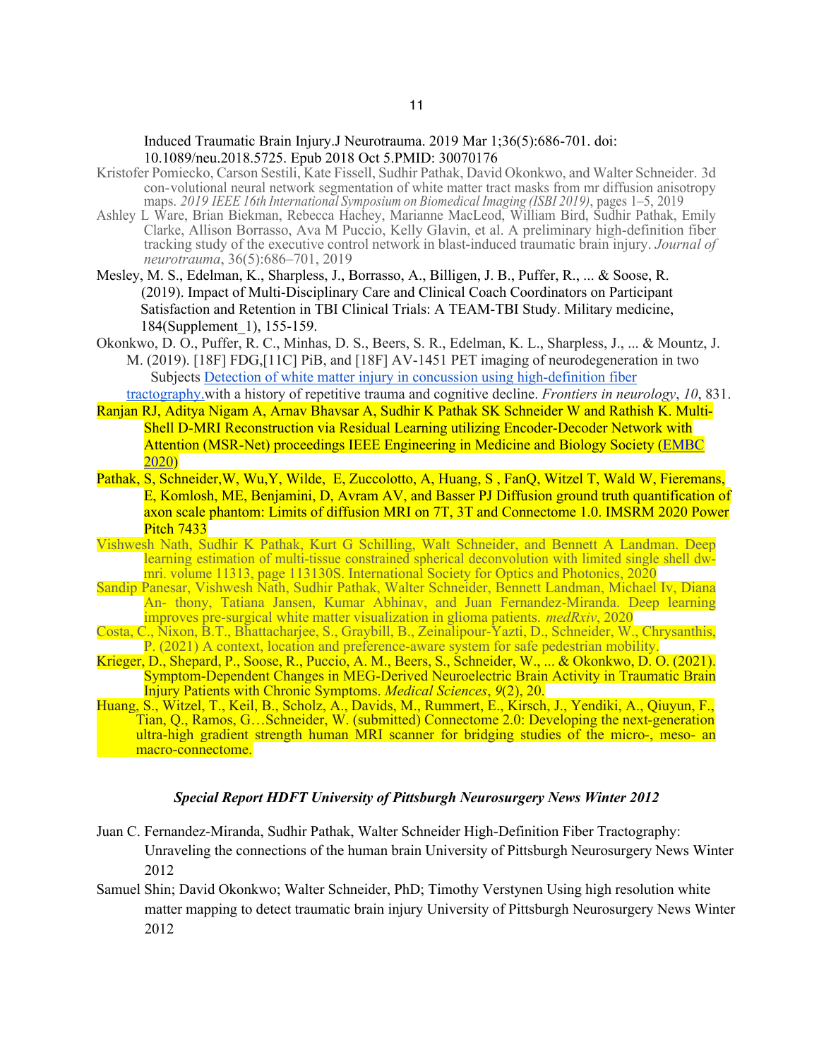Induced Traumatic Brain Injury.J Neurotrauma. 2019 Mar 1;36(5):686-701. doi: 10.1089/neu.2018.5725. Epub 2018 Oct 5.PMID: 30070176

Kristofer Pomiecko, Carson Sestili, Kate Fissell, Sudhir Pathak, David Okonkwo, and Walter Schneider. 3d con-volutional neural network segmentation of white matter tract masks from mr diffusion anisotropy maps. *2019 IEEE 16th International Symposium on Biomedical Imaging (ISBI 2019)*, pages 1–5, 2019

Ashley L Ware, Brian Biekman, Rebecca Hachey, Marianne MacLeod, William Bird, Sudhir Pathak, Emily Clarke, Allison Borrasso, Ava M Puccio, Kelly Glavin, et al. A preliminary high-definition fiber tracking study of the executive control network in blast-induced traumatic brain injury. *Journal of neurotrauma*, 36(5):686–701, 2019

Mesley, M. S., Edelman, K., Sharpless, J., Borrasso, A., Billigen, J. B., Puffer, R., ... & Soose, R. (2019). Impact of Multi-Disciplinary Care and Clinical Coach Coordinators on Participant Satisfaction and Retention in TBI Clinical Trials: A TEAM-TBI Study. Military medicine, 184(Supplement_1), 155-159.

Okonkwo, D. O., Puffer, R. C., Minhas, D. S., Beers, S. R., Edelman, K. L., Sharpless, J., ... & Mountz, J. M. (2019). [18F] FDG,[11C] PiB, and [18F] AV-1451 PET imaging of neurodegeneration in two Subjects Detection of white matter injury in concussion using high-definition fiber tractography.with a history of repetitive trauma and cognitive decline. *Frontiers in neurology*, *10*, 831.

Ranjan RJ, Aditya Nigam A, Arnav Bhavsar A, Sudhir K Pathak SK Schneider W and Rathish K. Multi-Shell D-MRI Reconstruction via Residual Learning utilizing Encoder-Decoder Network with Attention (MSR-Net) proceedings IEEE Engineering in Medicine and Biology Society (EMBC 2020)

Pathak, S, Schneider,W, Wu,Y, Wilde, E, Zuccolotto, A, Huang, S , FanQ, Witzel T, Wald W, Fieremans, E, Komlosh, ME, Benjamini, D, Avram AV, and Basser PJ Diffusion ground truth quantification of axon scale phantom: Limits of diffusion MRI on 7T, 3T and Connectome 1.0. IMSRM 2020 Power Pitch 7433

Vishwesh Nath, Sudhir K Pathak, Kurt G Schilling, Walt Schneider, and Bennett A Landman. Deep learning estimation of multi-tissue constrained spherical deconvolution with limited single shell dw-mri. volume 11313, page 113130S. International Society for Optics and Photonics, 2020

Sandip Panesar, Vishwesh Nath, Sudhir Pathak, Walter Schneider, Bennett Landman, Michael Iv, Diana An- thony, Tatiana Jansen, Kumar Abhinav, and Juan Fernandez-Miranda. Deep learning improves pre-surgical white matter visualization in glioma patients. *medRxiv*, 2020

Costa, C., Nixon, B.T., Bhattacharjee, S., Graybill, B., Zeinalipour-Yazti, D., Schneider, W., Chrysanthis, P. (2021) A context, location and preference-aware system for safe pedestrian mobility.

Krieger, D., Shepard, P., Soose, R., Puccio, A. M., Beers, S., Schneider, W., ... & Okonkwo, D. O. (2021). Symptom-Dependent Changes in MEG-Derived Neuroelectric Brain Activity in Traumatic Brain Injury Patients with Chronic Symptoms. *Medical Sciences*, *9*(2), 20.

Huang, S., Witzel, T., Keil, B., Scholz, A., Davids, M., Rummert, E., Kirsch, J., Yendiki, A., Qiuyun, F., Tian, Q., Ramos, G…Schneider, W. (submitted) Connectome 2.0: Developing the next-generation ultra-high gradient strength human MRI scanner for bridging studies of the micro-, meso- an macro-connectome.

### *Special Report HDFT University of Pittsburgh Neurosurgery News Winter 2012*

Juan C. Fernandez-Miranda, Sudhir Pathak, Walter Schneider High-Definition Fiber Tractography: Unraveling the connections of the human brain University of Pittsburgh Neurosurgery News Winter 2012

Samuel Shin; David Okonkwo; Walter Schneider, PhD; Timothy Verstynen Using high resolution white matter mapping to detect traumatic brain injury University of Pittsburgh Neurosurgery News Winter 2012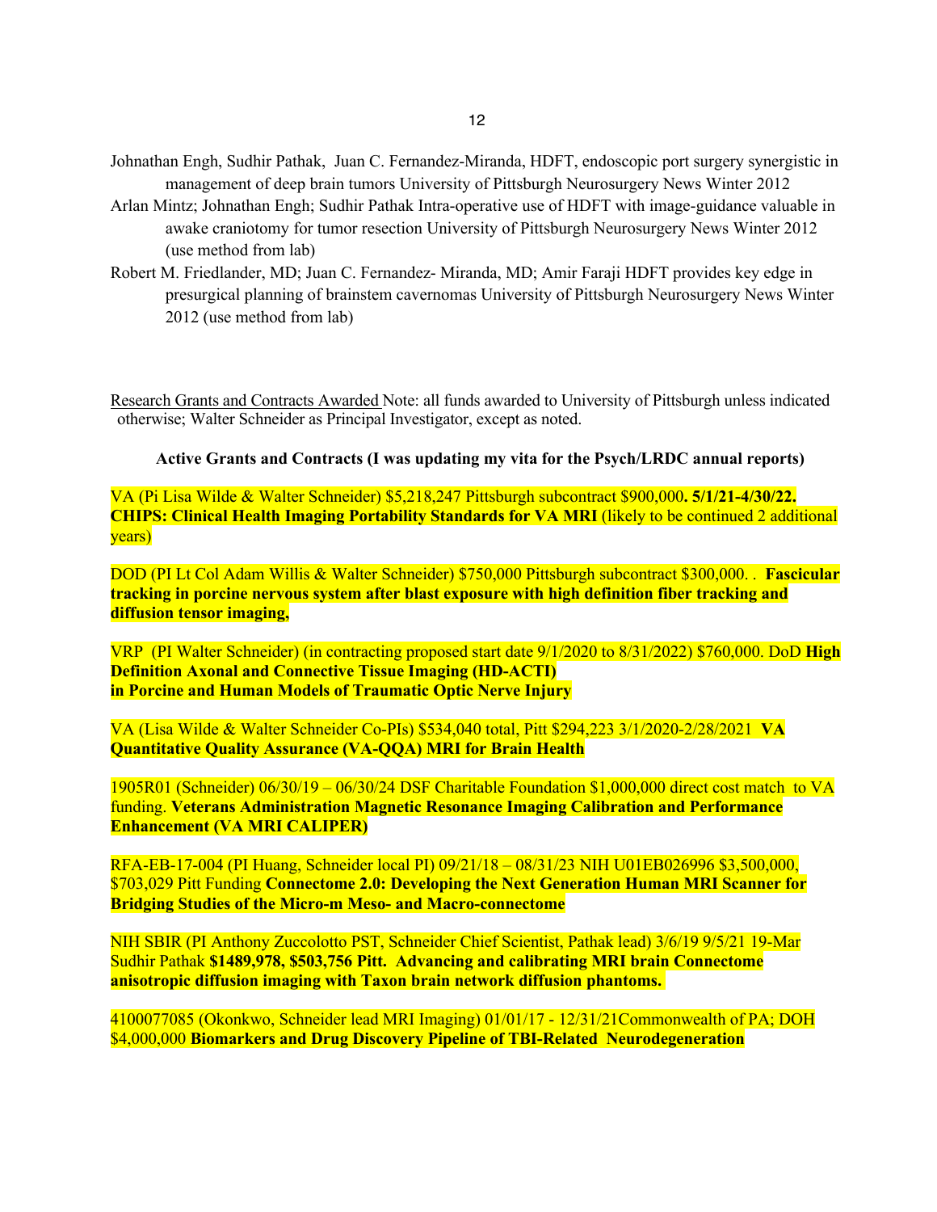Johnathan Engh, Sudhir Pathak, Juan C. Fernandez-Miranda, HDFT, endoscopic port surgery synergistic in management of deep brain tumors University of Pittsburgh Neurosurgery News Winter 2012

Arlan Mintz; Johnathan Engh; Sudhir Pathak Intra-operative use of HDFT with image-guidance valuable in awake craniotomy for tumor resection University of Pittsburgh Neurosurgery News Winter 2012 (use method from lab)

Robert M. Friedlander, MD; Juan C. Fernandez- Miranda, MD; Amir Faraji HDFT provides key edge in presurgical planning of brainstem cavernomas University of Pittsburgh Neurosurgery News Winter 2012 (use method from lab)

Research Grants and Contracts Awarded Note: all funds awarded to University of Pittsburgh unless indicated otherwise; Walter Schneider as Principal Investigator, except as noted.

**Active Grants and Contracts (I was updating my vita for the Psych/LRDC annual reports)**

VA (Pi Lisa Wilde & Walter Schneider) $5,218,247 Pittsburgh subcontract $900,000**. 5/1/21-4/30/22. CHIPS: Clinical Health Imaging Portability Standards for VA MRI** (likely to be continued 2 additional years)

DOD (PI Lt Col Adam Willis & Walter Schneider) $750,000 Pittsburgh subcontract $300,000. . **Fascicular tracking in porcine nervous system after blast exposure with high definition fiber tracking and diffusion tensor imaging,**

VRP (PI Walter Schneider) (in contracting proposed start date 9/1/2020 to 8/31/2022) $760,000. DoD **High Definition Axonal and Connective Tissue Imaging (HD-ACTI) in Porcine and Human Models of Traumatic Optic Nerve Injury**

VA (Lisa Wilde & Walter Schneider Co-PIs) $534,040 total, Pitt $294,223 3/1/2020-2/28/2021 **VA Quantitative Quality Assurance (VA-QQA) MRI for Brain Health**

1905R01 (Schneider) 06/30/19 – 06/30/24 DSF Charitable Foundation $1,000,000 direct cost match to VA funding. **Veterans Administration Magnetic Resonance Imaging Calibration and Performance Enhancement (VA MRI CALIPER)**

RFA-EB-17-004 (PI Huang, Schneider local PI) 09/21/18 – 08/31/23 NIH U01EB026996 $3,500,000, $703,029 Pitt Funding **Connectome 2.0: Developing the Next Generation Human MRI Scanner for Bridging Studies of the Micro-m Meso- and Macro-connectome**

NIH SBIR (PI Anthony Zuccolotto PST, Schneider Chief Scientist, Pathak lead) 3/6/19 9/5/21 19-Mar Sudhir Pathak **$1489,978, $503,756 Pitt. Advancing and calibrating MRI brain Connectome anisotropic diffusion imaging with Taxon brain network diffusion phantoms.**

4100077085 (Okonkwo, Schneider lead MRI Imaging) 01/01/17 - 12/31/21Commonwealth of PA; DOH $4,000,000 **Biomarkers and Drug Discovery Pipeline of TBI-Related Neurodegeneration**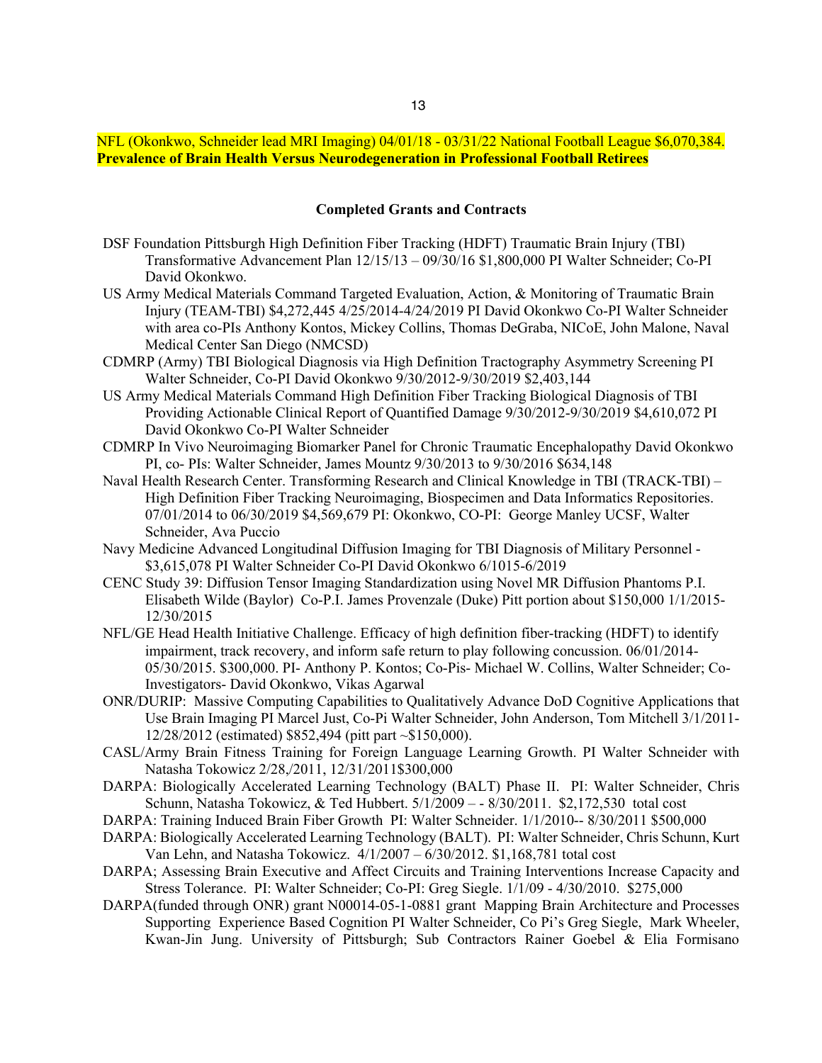NFL (Okonkwo, Schneider lead MRI Imaging) 04/01/18 - 03/31/22 National Football League $6,070,384. **Prevalence of Brain Health Versus Neurodegeneration in Professional Football Retirees**

**Completed Grants and Contracts**

DSF Foundation Pittsburgh High Definition Fiber Tracking (HDFT) Traumatic Brain Injury (TBI) Transformative Advancement Plan 12/15/13 – 09/30/16 $1,800,000 PI Walter Schneider; Co-PI David Okonkwo.

US Army Medical Materials Command Targeted Evaluation, Action, & Monitoring of Traumatic Brain Injury (TEAM-TBI) $4,272,445 4/25/2014-4/24/2019 PI David Okonkwo Co-PI Walter Schneider with area co-PIs Anthony Kontos, Mickey Collins, Thomas DeGraba, NICoE, John Malone, Naval Medical Center San Diego (NMCSD)

CDMRP (Army) TBI Biological Diagnosis via High Definition Tractography Asymmetry Screening PI Walter Schneider, Co-PI David Okonkwo 9/30/2012-9/30/2019 $2,403,144

US Army Medical Materials Command High Definition Fiber Tracking Biological Diagnosis of TBI Providing Actionable Clinical Report of Quantified Damage 9/30/2012-9/30/2019 $4,610,072 PI David Okonkwo Co-PI Walter Schneider

CDMRP In Vivo Neuroimaging Biomarker Panel for Chronic Traumatic Encephalopathy David Okonkwo PI, co- PIs: Walter Schneider, James Mountz 9/30/2013 to 9/30/2016 $634,148

Naval Health Research Center. Transforming Research and Clinical Knowledge in TBI (TRACK-TBI) – High Definition Fiber Tracking Neuroimaging, Biospecimen and Data Informatics Repositories. 07/01/2014 to 06/30/2019 $4,569,679 PI: Okonkwo, CO-PI: George Manley UCSF, Walter Schneider, Ava Puccio

Navy Medicine Advanced Longitudinal Diffusion Imaging for TBI Diagnosis of Military Personnel - $3,615,078 PI Walter Schneider Co-PI David Okonkwo 6/1015-6/2019

CENC Study 39: Diffusion Tensor Imaging Standardization using Novel MR Diffusion Phantoms P.I. Elisabeth Wilde (Baylor) Co-P.I. James Provenzale (Duke) Pitt portion about $150,000 1/1/2015-12/30/2015

NFL/GE Head Health Initiative Challenge. Efficacy of high definition fiber-tracking (HDFT) to identify impairment, track recovery, and inform safe return to play following concussion. 06/01/2014-05/30/2015. $300,000. PI- Anthony P. Kontos; Co-Pis- Michael W. Collins, Walter Schneider; Co-Investigators- David Okonkwo, Vikas Agarwal

ONR/DURIP: Massive Computing Capabilities to Qualitatively Advance DoD Cognitive Applications that Use Brain Imaging PI Marcel Just, Co-Pi Walter Schneider, John Anderson, Tom Mitchell 3/1/2011-12/28/2012 (estimated) $852,494 (pitt part ~$150,000).

CASL/Army Brain Fitness Training for Foreign Language Learning Growth. PI Walter Schneider with Natasha Tokowicz 2/28,/2011, 12/31/2011$300,000

DARPA: Biologically Accelerated Learning Technology (BALT) Phase II. PI: Walter Schneider, Chris Schunn, Natasha Tokowicz, & Ted Hubbert. 5/1/2009 – - 8/30/2011. $2,172,530 total cost

DARPA: Training Induced Brain Fiber Growth PI: Walter Schneider. 1/1/2010-- 8/30/2011 $500,000

DARPA: Biologically Accelerated Learning Technology (BALT). PI: Walter Schneider, Chris Schunn, Kurt Van Lehn, and Natasha Tokowicz. 4/1/2007 – 6/30/2012. $1,168,781 total cost

DARPA; Assessing Brain Executive and Affect Circuits and Training Interventions Increase Capacity and Stress Tolerance. PI: Walter Schneider; Co-PI: Greg Siegle. 1/1/09 - 4/30/2010. $275,000

DARPA(funded through ONR) grant N00014-05-1-0881 grant Mapping Brain Architecture and Processes Supporting Experience Based Cognition PI Walter Schneider, Co Pi's Greg Siegle, Mark Wheeler, Kwan-Jin Jung. University of Pittsburgh; Sub Contractors Rainer Goebel & Elia Formisano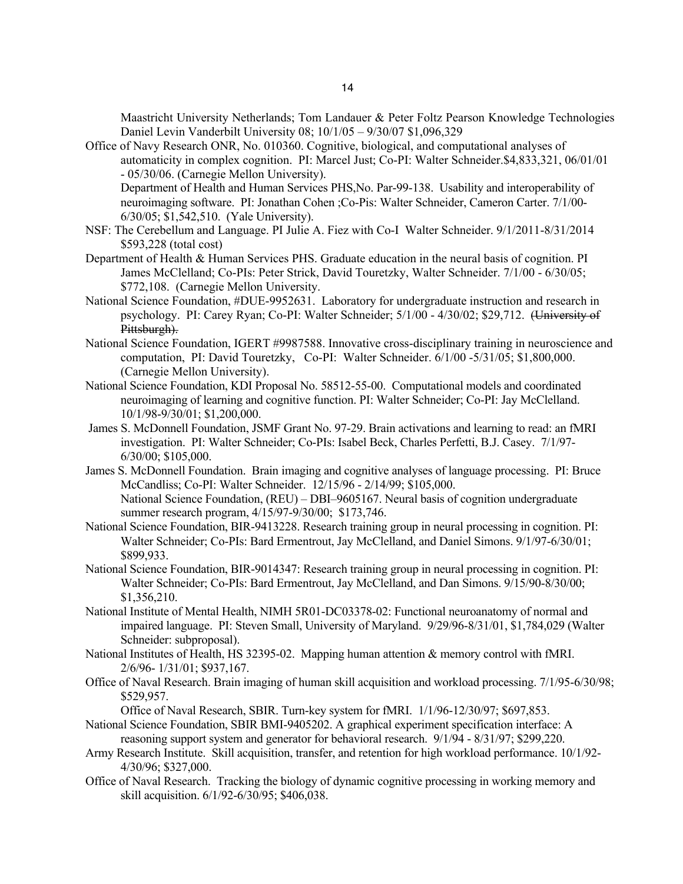Maastricht University Netherlands; Tom Landauer & Peter Foltz Pearson Knowledge Technologies Daniel Levin Vanderbilt University 08; 10/1/05 – 9/30/07 $1,096,329

Office of Navy Research ONR, No. 010360. Cognitive, biological, and computational analyses of automaticity in complex cognition. PI: Marcel Just; Co-PI: Walter Schneider.$4,833,321, 06/01/01 - 05/30/06. (Carnegie Mellon University).

Department of Health and Human Services PHS,No. Par-99-138. Usability and interoperability of neuroimaging software. PI: Jonathan Cohen ;Co-Pis: Walter Schneider, Cameron Carter. 7/1/00-6/30/05; $1,542,510. (Yale University).

NSF: The Cerebellum and Language. PI Julie A. Fiez with Co-I Walter Schneider. 9/1/2011-8/31/2014 $593,228 (total cost)

Department of Health & Human Services PHS. Graduate education in the neural basis of cognition. PI James McClelland; Co-PIs: Peter Strick, David Touretzky, Walter Schneider. 7/1/00 - 6/30/05; $772,108. (Carnegie Mellon University.

National Science Foundation, #DUE-9952631. Laboratory for undergraduate instruction and research in psychology. PI: Carey Ryan; Co-PI: Walter Schneider; 5/1/00 - 4/30/02; $29,712. ~~(University of Pittsburgh).~~

National Science Foundation, IGERT #9987588. Innovative cross-disciplinary training in neuroscience and computation, PI: David Touretzky, Co-PI: Walter Schneider. 6/1/00 -5/31/05; $1,800,000. (Carnegie Mellon University).

National Science Foundation, KDI Proposal No. 58512-55-00. Computational models and coordinated neuroimaging of learning and cognitive function. PI: Walter Schneider; Co-PI: Jay McClelland. 10/1/98-9/30/01; $1,200,000.

James S. McDonnell Foundation, JSMF Grant No. 97-29. Brain activations and learning to read: an fMRI investigation. PI: Walter Schneider; Co-PIs: Isabel Beck, Charles Perfetti, B.J. Casey. 7/1/97-6/30/00; $105,000.

James S. McDonnell Foundation. Brain imaging and cognitive analyses of language processing. PI: Bruce McCandliss; Co-PI: Walter Schneider. 12/15/96 - 2/14/99; $105,000.

National Science Foundation, (REU) – DBI–9605167. Neural basis of cognition undergraduate summer research program, 4/15/97-9/30/00; $173,746.

National Science Foundation, BIR-9413228. Research training group in neural processing in cognition. PI: Walter Schneider; Co-PIs: Bard Ermentrout, Jay McClelland, and Daniel Simons. 9/1/97-6/30/01; $899,933.

National Science Foundation, BIR-9014347: Research training group in neural processing in cognition. PI: Walter Schneider; Co-PIs: Bard Ermentrout, Jay McClelland, and Dan Simons. 9/15/90-8/30/00; $1,356,210.

National Institute of Mental Health, NIMH 5R01-DC03378-02: Functional neuroanatomy of normal and impaired language. PI: Steven Small, University of Maryland. 9/29/96-8/31/01, $1,784,029 (Walter Schneider: subproposal).

National Institutes of Health, HS 32395-02. Mapping human attention & memory control with fMRI. 2/6/96- 1/31/01; $937,167.

Office of Naval Research. Brain imaging of human skill acquisition and workload processing. 7/1/95-6/30/98; $529,957.

Office of Naval Research, SBIR. Turn-key system for fMRI. 1/1/96-12/30/97; $697,853.

National Science Foundation, SBIR BMI-9405202. A graphical experiment specification interface: A reasoning support system and generator for behavioral research. 9/1/94 - 8/31/97; $299,220.

Army Research Institute. Skill acquisition, transfer, and retention for high workload performance. 10/1/92-4/30/96; $327,000.

Office of Naval Research. Tracking the biology of dynamic cognitive processing in working memory and skill acquisition. 6/1/92-6/30/95; $406,038.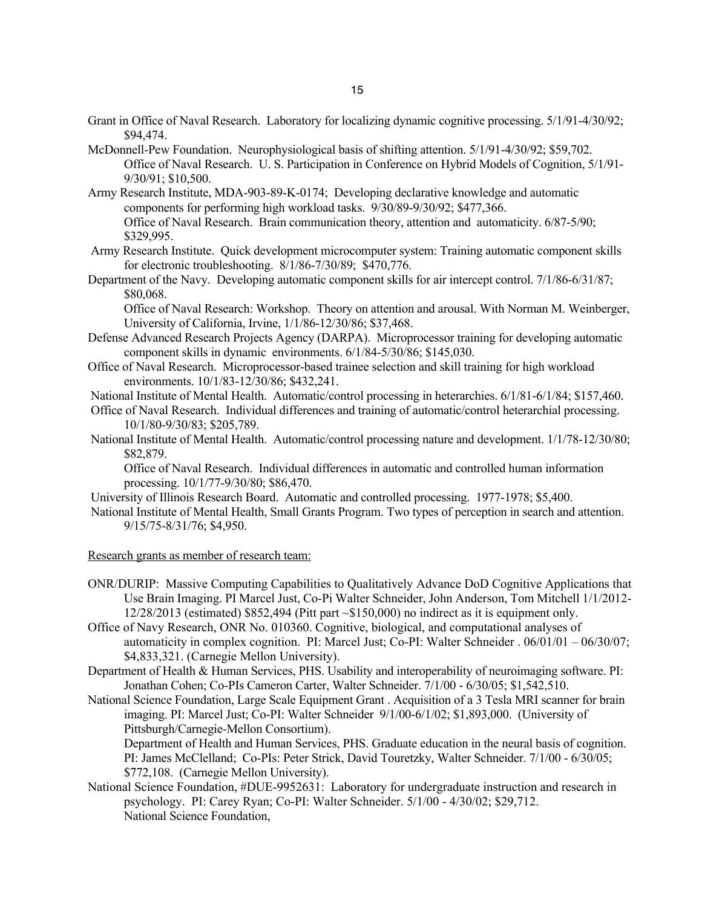Grant in Office of Naval Research. Laboratory for localizing dynamic cognitive processing. 5/1/91-4/30/92; $94,474.

McDonnell-Pew Foundation. Neurophysiological basis of shifting attention. 5/1/91-4/30/92; $59,702.

Office of Naval Research. U. S. Participation in Conference on Hybrid Models of Cognition, 5/1/91-9/30/91; $10,500.

Army Research Institute, MDA-903-89-K-0174; Developing declarative knowledge and automatic components for performing high workload tasks. 9/30/89-9/30/92; $477,366.

Office of Naval Research. Brain communication theory, attention and automaticity. 6/87-5/90; $329,995.

Army Research Institute. Quick development microcomputer system: Training automatic component skills for electronic troubleshooting. 8/1/86-7/30/89; $470,776.

Department of the Navy. Developing automatic component skills for air intercept control. 7/1/86-6/31/87; $80,068.

Office of Naval Research: Workshop. Theory on attention and arousal. With Norman M. Weinberger, University of California, Irvine, 1/1/86-12/30/86; $37,468.

Defense Advanced Research Projects Agency (DARPA). Microprocessor training for developing automatic component skills in dynamic environments. 6/1/84-5/30/86; $145,030.

Office of Naval Research. Microprocessor-based trainee selection and skill training for high workload environments. 10/1/83-12/30/86; $432,241.

National Institute of Mental Health. Automatic/control processing in heterarchies. 6/1/81-6/1/84; $157,460.

Office of Naval Research. Individual differences and training of automatic/control heterarchial processing. 10/1/80-9/30/83; $205,789.

National Institute of Mental Health. Automatic/control processing nature and development. 1/1/78-12/30/80; $82,879.

Office of Naval Research. Individual differences in automatic and controlled human information processing. 10/1/77-9/30/80; $86,470.

University of Illinois Research Board. Automatic and controlled processing. 1977-1978; $5,400.

National Institute of Mental Health, Small Grants Program. Two types of perception in search and attention. 9/15/75-8/31/76; $4,950.

Research grants as member of research team:

ONR/DURIP: Massive Computing Capabilities to Qualitatively Advance DoD Cognitive Applications that Use Brain Imaging. PI Marcel Just, Co-Pi Walter Schneider, John Anderson, Tom Mitchell 1/1/2012-12/28/2013 (estimated) $852,494 (Pitt part ~$150,000) no indirect as it is equipment only.

Office of Navy Research, ONR No. 010360. Cognitive, biological, and computational analyses of automaticity in complex cognition. PI: Marcel Just; Co-PI: Walter Schneider . 06/01/01 – 06/30/07; $4,833,321. (Carnegie Mellon University).

Department of Health & Human Services, PHS. Usability and interoperability of neuroimaging software. PI: Jonathan Cohen; Co-PIs Cameron Carter, Walter Schneider. 7/1/00 - 6/30/05; $1,542,510.

National Science Foundation, Large Scale Equipment Grant . Acquisition of a 3 Tesla MRI scanner for brain imaging. PI: Marcel Just; Co-PI: Walter Schneider 9/1/00-6/1/02; $1,893,000. (University of Pittsburgh/Carnegie-Mellon Consortium).

Department of Health and Human Services, PHS. Graduate education in the neural basis of cognition. PI: James McClelland; Co-PIs: Peter Strick, David Touretzky, Walter Schneider. 7/1/00 - 6/30/05; $772,108. (Carnegie Mellon University).

National Science Foundation, #DUE-9952631: Laboratory for undergraduate instruction and research in psychology. PI: Carey Ryan; Co-PI: Walter Schneider. 5/1/00 - 4/30/02; $29,712.

National Science Foundation,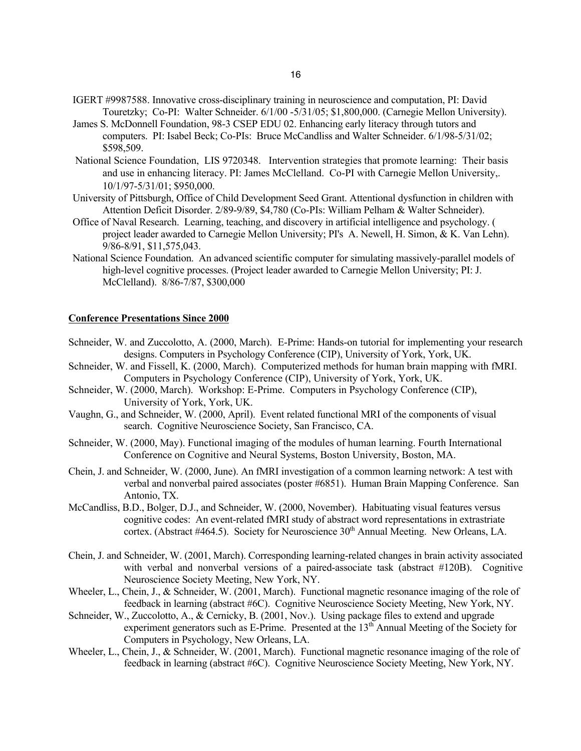IGERT #9987588. Innovative cross-disciplinary training in neuroscience and computation, PI: David Touretzky; Co-PI: Walter Schneider. 6/1/00 -5/31/05; $1,800,000. (Carnegie Mellon University).

James S. McDonnell Foundation, 98-3 CSEP EDU 02. Enhancing early literacy through tutors and computers. PI: Isabel Beck; Co-PIs: Bruce McCandliss and Walter Schneider. 6/1/98-5/31/02; $598,509.

National Science Foundation, LIS 9720348. Intervention strategies that promote learning: Their basis and use in enhancing literacy. PI: James McClelland. Co-PI with Carnegie Mellon University,. 10/1/97-5/31/01; $950,000.

University of Pittsburgh, Office of Child Development Seed Grant. Attentional dysfunction in children with Attention Deficit Disorder. 2/89-9/89, $4,780 (Co-PIs: William Pelham & Walter Schneider).

Office of Naval Research. Learning, teaching, and discovery in artificial intelligence and psychology. ( project leader awarded to Carnegie Mellon University; PI's A. Newell, H. Simon, & K. Van Lehn). 9/86-8/91, $11,575,043.

National Science Foundation. An advanced scientific computer for simulating massively-parallel models of high-level cognitive processes. (Project leader awarded to Carnegie Mellon University; PI: J. McClelland). 8/86-7/87, $300,000

## Conference Presentations Since 2000

Schneider, W. and Zuccolotto, A. (2000, March). E-Prime: Hands-on tutorial for implementing your research designs. Computers in Psychology Conference (CIP), University of York, York, UK.

Schneider, W. and Fissell, K. (2000, March). Computerized methods for human brain mapping with fMRI. Computers in Psychology Conference (CIP), University of York, York, UK.

Schneider, W. (2000, March). Workshop: E-Prime. Computers in Psychology Conference (CIP), University of York, York, UK.

Vaughn, G., and Schneider, W. (2000, April). Event related functional MRI of the components of visual search. Cognitive Neuroscience Society, San Francisco, CA.

Schneider, W. (2000, May). Functional imaging of the modules of human learning. Fourth International Conference on Cognitive and Neural Systems, Boston University, Boston, MA.

Chein, J. and Schneider, W. (2000, June). An fMRI investigation of a common learning network: A test with verbal and nonverbal paired associates (poster #6851). Human Brain Mapping Conference. San Antonio, TX.

McCandliss, B.D., Bolger, D.J., and Schneider, W. (2000, November). Habituating visual features versus cognitive codes: An event-related fMRI study of abstract word representations in extrastriate cortex. (Abstract #464.5). Society for Neuroscience 30th Annual Meeting. New Orleans, LA.

Chein, J. and Schneider, W. (2001, March). Corresponding learning-related changes in brain activity associated with verbal and nonverbal versions of a paired-associate task (abstract #120B). Cognitive Neuroscience Society Meeting, New York, NY.

Wheeler, L., Chein, J., & Schneider, W. (2001, March). Functional magnetic resonance imaging of the role of feedback in learning (abstract #6C). Cognitive Neuroscience Society Meeting, New York, NY.

Schneider, W., Zuccolotto, A., & Cernicky, B. (2001, Nov.). Using package files to extend and upgrade experiment generators such as E-Prime. Presented at the 13th Annual Meeting of the Society for Computers in Psychology, New Orleans, LA.

Wheeler, L., Chein, J., & Schneider, W. (2001, March). Functional magnetic resonance imaging of the role of feedback in learning (abstract #6C). Cognitive Neuroscience Society Meeting, New York, NY.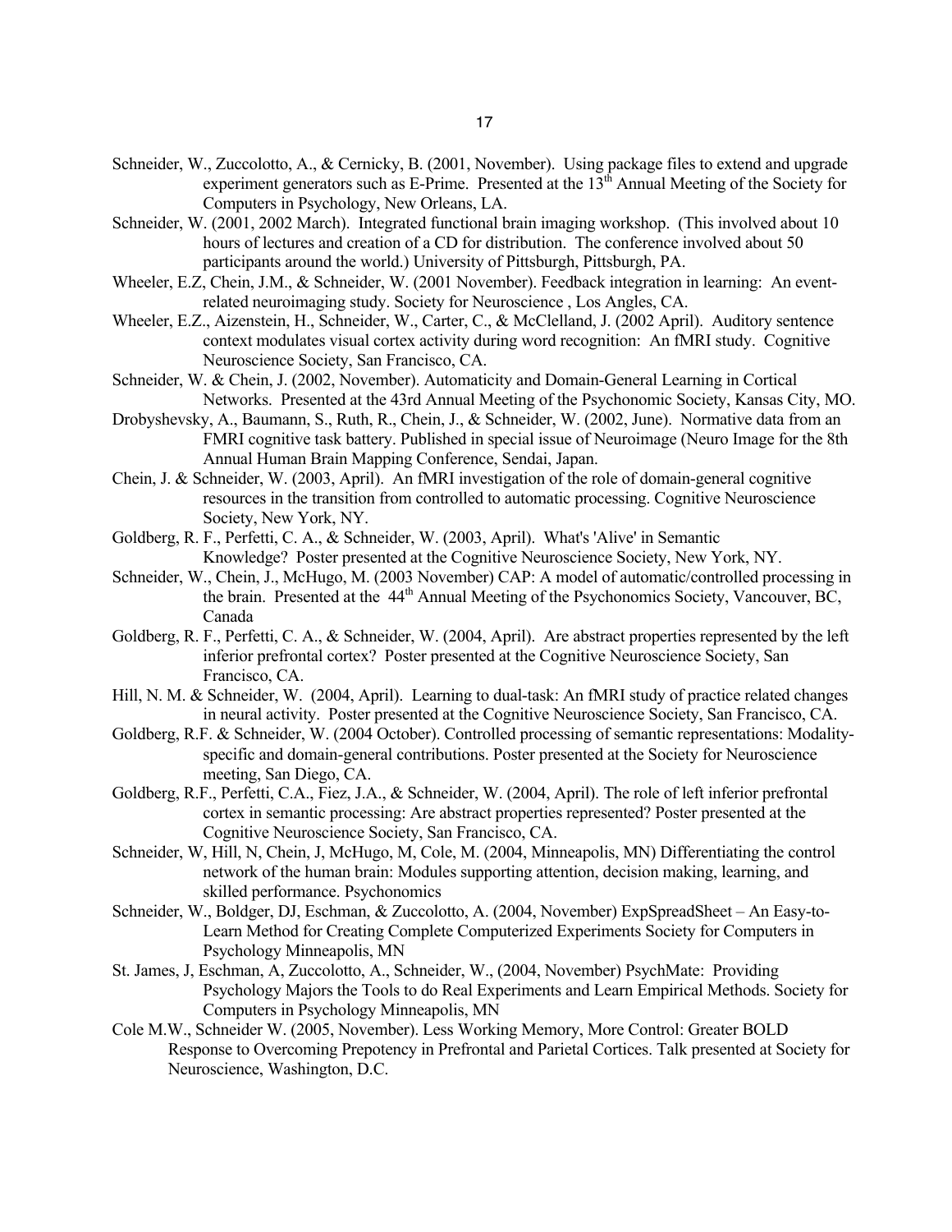Schneider, W., Zuccolotto, A., & Cernicky, B. (2001, November). Using package files to extend and upgrade experiment generators such as E-Prime. Presented at the 13th Annual Meeting of the Society for Computers in Psychology, New Orleans, LA.

Schneider, W. (2001, 2002 March). Integrated functional brain imaging workshop. (This involved about 10 hours of lectures and creation of a CD for distribution. The conference involved about 50 participants around the world.) University of Pittsburgh, Pittsburgh, PA.

Wheeler, E.Z, Chein, J.M., & Schneider, W. (2001 November). Feedback integration in learning: An event-related neuroimaging study. Society for Neuroscience , Los Angles, CA.

Wheeler, E.Z., Aizenstein, H., Schneider, W., Carter, C., & McClelland, J. (2002 April). Auditory sentence context modulates visual cortex activity during word recognition: An fMRI study. Cognitive Neuroscience Society, San Francisco, CA.

Schneider, W. & Chein, J. (2002, November). Automaticity and Domain-General Learning in Cortical Networks. Presented at the 43rd Annual Meeting of the Psychonomic Society, Kansas City, MO.

Drobyshevsky, A., Baumann, S., Ruth, R., Chein, J., & Schneider, W. (2002, June). Normative data from an FMRI cognitive task battery. Published in special issue of Neuroimage (Neuro Image for the 8th Annual Human Brain Mapping Conference, Sendai, Japan.

Chein, J. & Schneider, W. (2003, April). An fMRI investigation of the role of domain-general cognitive resources in the transition from controlled to automatic processing. Cognitive Neuroscience Society, New York, NY.

Goldberg, R. F., Perfetti, C. A., & Schneider, W. (2003, April). What's 'Alive' in Semantic Knowledge? Poster presented at the Cognitive Neuroscience Society, New York, NY.

Schneider, W., Chein, J., McHugo, M. (2003 November) CAP: A model of automatic/controlled processing in the brain. Presented at the 44th Annual Meeting of the Psychonomics Society, Vancouver, BC, Canada

Goldberg, R. F., Perfetti, C. A., & Schneider, W. (2004, April). Are abstract properties represented by the left inferior prefrontal cortex? Poster presented at the Cognitive Neuroscience Society, San Francisco, CA.

Hill, N. M. & Schneider, W. (2004, April). Learning to dual-task: An fMRI study of practice related changes in neural activity. Poster presented at the Cognitive Neuroscience Society, San Francisco, CA.

Goldberg, R.F. & Schneider, W. (2004 October). Controlled processing of semantic representations: Modality-specific and domain-general contributions. Poster presented at the Society for Neuroscience meeting, San Diego, CA.

Goldberg, R.F., Perfetti, C.A., Fiez, J.A., & Schneider, W. (2004, April). The role of left inferior prefrontal cortex in semantic processing: Are abstract properties represented? Poster presented at the Cognitive Neuroscience Society, San Francisco, CA.

Schneider, W, Hill, N, Chein, J, McHugo, M, Cole, M. (2004, Minneapolis, MN) Differentiating the control network of the human brain: Modules supporting attention, decision making, learning, and skilled performance. Psychonomics

Schneider, W., Boldger, DJ, Eschman, & Zuccolotto, A. (2004, November) ExpSpreadSheet – An Easy-to-Learn Method for Creating Complete Computerized Experiments Society for Computers in Psychology Minneapolis, MN

St. James, J, Eschman, A, Zuccolotto, A., Schneider, W., (2004, November) PsychMate: Providing Psychology Majors the Tools to do Real Experiments and Learn Empirical Methods. Society for Computers in Psychology Minneapolis, MN

Cole M.W., Schneider W. (2005, November). Less Working Memory, More Control: Greater BOLD Response to Overcoming Prepotency in Prefrontal and Parietal Cortices. Talk presented at Society for Neuroscience, Washington, D.C.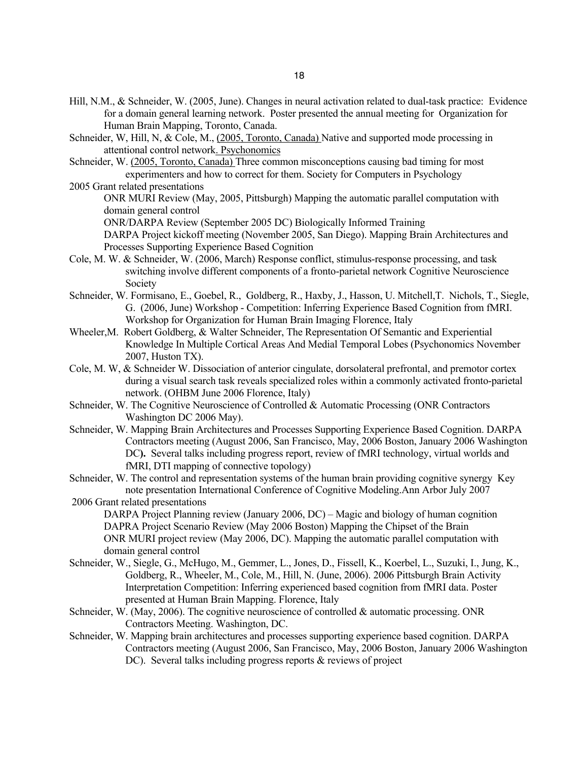Hill, N.M., & Schneider, W. (2005, June). Changes in neural activation related to dual-task practice: Evidence for a domain general learning network. Poster presented the annual meeting for Organization for Human Brain Mapping, Toronto, Canada.

Schneider, W, Hill, N, & Cole, M., (2005, Toronto, Canada) Native and supported mode processing in attentional control network. Psychonomics

Schneider, W. (2005, Toronto, Canada) Three common misconceptions causing bad timing for most experimenters and how to correct for them. Society for Computers in Psychology

2005 Grant related presentations

ONR MURI Review (May, 2005, Pittsburgh) Mapping the automatic parallel computation with domain general control

ONR/DARPA Review (September 2005 DC) Biologically Informed Training

DARPA Project kickoff meeting (November 2005, San Diego). Mapping Brain Architectures and Processes Supporting Experience Based Cognition

Cole, M. W. & Schneider, W. (2006, March) Response conflict, stimulus-response processing, and task switching involve different components of a fronto-parietal network Cognitive Neuroscience Society

Schneider, W. Formisano, E., Goebel, R., Goldberg, R., Haxby, J., Hasson, U. Mitchell,T. Nichols, T., Siegle, G. (2006, June) Workshop - Competition: Inferring Experience Based Cognition from fMRI. Workshop for Organization for Human Brain Imaging Florence, Italy

Wheeler,M. Robert Goldberg, & Walter Schneider, The Representation Of Semantic and Experiential Knowledge In Multiple Cortical Areas And Medial Temporal Lobes (Psychonomics November 2007, Huston TX).

Cole, M. W, & Schneider W. Dissociation of anterior cingulate, dorsolateral prefrontal, and premotor cortex during a visual search task reveals specialized roles within a commonly activated fronto-parietal network. (OHBM June 2006 Florence, Italy)

Schneider, W. The Cognitive Neuroscience of Controlled & Automatic Processing (ONR Contractors Washington DC 2006 May).

Schneider, W. Mapping Brain Architectures and Processes Supporting Experience Based Cognition. DARPA Contractors meeting (August 2006, San Francisco, May, 2006 Boston, January 2006 Washington DC**).** Several talks including progress report, review of fMRI technology, virtual worlds and fMRI, DTI mapping of connective topology)

Schneider, W. The control and representation systems of the human brain providing cognitive synergy Key note presentation International Conference of Cognitive Modeling.Ann Arbor July 2007

2006 Grant related presentations

DARPA Project Planning review (January 2006, DC) – Magic and biology of human cognition

DAPRA Project Scenario Review (May 2006 Boston) Mapping the Chipset of the Brain

ONR MURI project review (May 2006, DC). Mapping the automatic parallel computation with domain general control

Schneider, W., Siegle, G., McHugo, M., Gemmer, L., Jones, D., Fissell, K., Koerbel, L., Suzuki, I., Jung, K., Goldberg, R., Wheeler, M., Cole, M., Hill, N. (June, 2006). 2006 Pittsburgh Brain Activity Interpretation Competition: Inferring experienced based cognition from fMRI data. Poster presented at Human Brain Mapping. Florence, Italy

Schneider, W. (May, 2006). The cognitive neuroscience of controlled & automatic processing. ONR Contractors Meeting. Washington, DC.

Schneider, W. Mapping brain architectures and processes supporting experience based cognition. DARPA Contractors meeting (August 2006, San Francisco, May, 2006 Boston, January 2006 Washington DC). Several talks including progress reports & reviews of project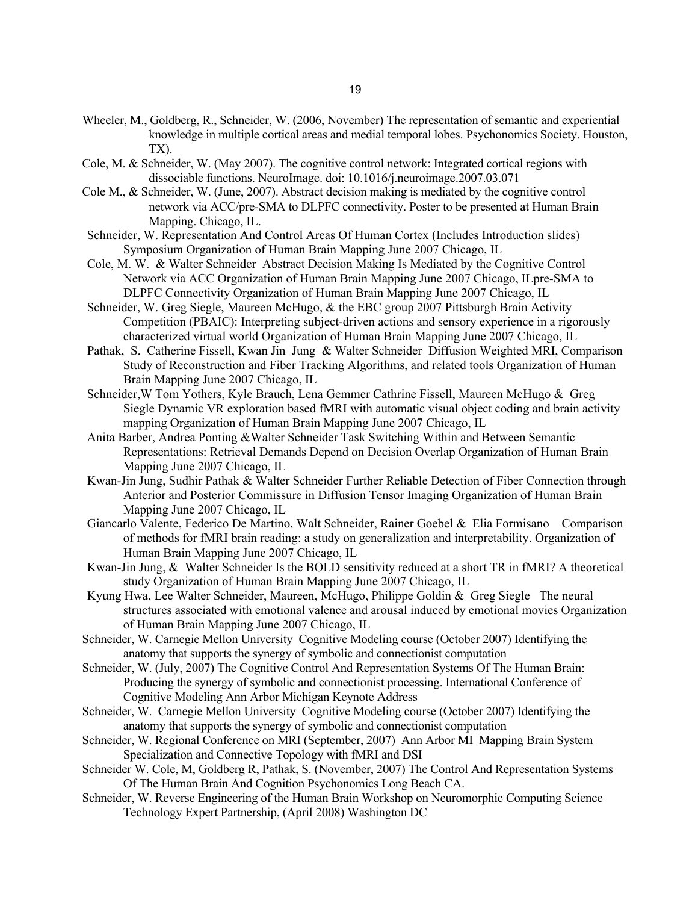Wheeler, M., Goldberg, R., Schneider, W. (2006, November) The representation of semantic and experiential knowledge in multiple cortical areas and medial temporal lobes. Psychonomics Society. Houston, TX).

Cole, M. & Schneider, W. (May 2007). The cognitive control network: Integrated cortical regions with dissociable functions. NeuroImage. doi: 10.1016/j.neuroimage.2007.03.071

Cole M., & Schneider, W. (June, 2007). Abstract decision making is mediated by the cognitive control network via ACC/pre-SMA to DLPFC connectivity. Poster to be presented at Human Brain Mapping. Chicago, IL.

Schneider, W. Representation And Control Areas Of Human Cortex (Includes Introduction slides) Symposium Organization of Human Brain Mapping June 2007 Chicago, IL

Cole, M. W. & Walter Schneider Abstract Decision Making Is Mediated by the Cognitive Control Network via ACC Organization of Human Brain Mapping June 2007 Chicago, ILpre-SMA to DLPFC Connectivity Organization of Human Brain Mapping June 2007 Chicago, IL

Schneider, W. Greg Siegle, Maureen McHugo, & the EBC group 2007 Pittsburgh Brain Activity Competition (PBAIC): Interpreting subject-driven actions and sensory experience in a rigorously characterized virtual world Organization of Human Brain Mapping June 2007 Chicago, IL

Pathak, S. Catherine Fissell, Kwan Jin Jung & Walter Schneider Diffusion Weighted MRI, Comparison Study of Reconstruction and Fiber Tracking Algorithms, and related tools Organization of Human Brain Mapping June 2007 Chicago, IL

Schneider,W Tom Yothers, Kyle Brauch, Lena Gemmer Cathrine Fissell, Maureen McHugo & Greg Siegle Dynamic VR exploration based fMRI with automatic visual object coding and brain activity mapping Organization of Human Brain Mapping June 2007 Chicago, IL

Anita Barber, Andrea Ponting &Walter Schneider Task Switching Within and Between Semantic Representations: Retrieval Demands Depend on Decision Overlap Organization of Human Brain Mapping June 2007 Chicago, IL

Kwan-Jin Jung, Sudhir Pathak & Walter Schneider Further Reliable Detection of Fiber Connection through Anterior and Posterior Commissure in Diffusion Tensor Imaging Organization of Human Brain Mapping June 2007 Chicago, IL

Giancarlo Valente, Federico De Martino, Walt Schneider, Rainer Goebel & Elia Formisano Comparison of methods for fMRI brain reading: a study on generalization and interpretability. Organization of Human Brain Mapping June 2007 Chicago, IL

Kwan-Jin Jung, & Walter Schneider Is the BOLD sensitivity reduced at a short TR in fMRI? A theoretical study Organization of Human Brain Mapping June 2007 Chicago, IL

Kyung Hwa, Lee Walter Schneider, Maureen, McHugo, Philippe Goldin & Greg Siegle The neural structures associated with emotional valence and arousal induced by emotional movies Organization of Human Brain Mapping June 2007 Chicago, IL

Schneider, W. Carnegie Mellon University Cognitive Modeling course (October 2007) Identifying the anatomy that supports the synergy of symbolic and connectionist computation

Schneider, W. (July, 2007) The Cognitive Control And Representation Systems Of The Human Brain: Producing the synergy of symbolic and connectionist processing. International Conference of Cognitive Modeling Ann Arbor Michigan Keynote Address

Schneider, W. Carnegie Mellon University Cognitive Modeling course (October 2007) Identifying the anatomy that supports the synergy of symbolic and connectionist computation

Schneider, W. Regional Conference on MRI (September, 2007) Ann Arbor MI Mapping Brain System Specialization and Connective Topology with fMRI and DSI

Schneider W. Cole, M, Goldberg R, Pathak, S. (November, 2007) The Control And Representation Systems Of The Human Brain And Cognition Psychonomics Long Beach CA.

Schneider, W. Reverse Engineering of the Human Brain Workshop on Neuromorphic Computing Science Technology Expert Partnership, (April 2008) Washington DC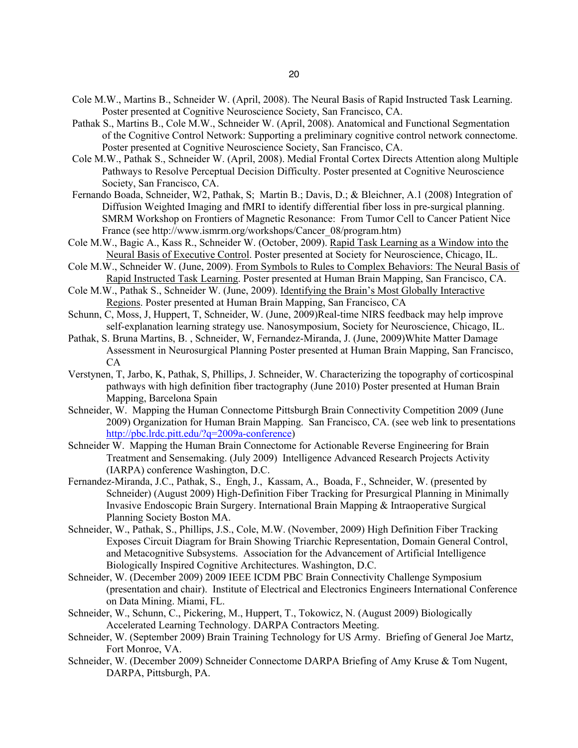Cole M.W., Martins B., Schneider W. (April, 2008). The Neural Basis of Rapid Instructed Task Learning. Poster presented at Cognitive Neuroscience Society, San Francisco, CA.

Pathak S., Martins B., Cole M.W., Schneider W. (April, 2008). Anatomical and Functional Segmentation of the Cognitive Control Network: Supporting a preliminary cognitive control network connectome. Poster presented at Cognitive Neuroscience Society, San Francisco, CA.

Cole M.W., Pathak S., Schneider W. (April, 2008). Medial Frontal Cortex Directs Attention along Multiple Pathways to Resolve Perceptual Decision Difficulty. Poster presented at Cognitive Neuroscience Society, San Francisco, CA.

Fernando Boada, Schneider, W2, Pathak, S; Martin B.; Davis, D.; & Bleichner, A.1 (2008) Integration of Diffusion Weighted Imaging and fMRI to identify differential fiber loss in pre-surgical planning. SMRM Workshop on Frontiers of Magnetic Resonance: From Tumor Cell to Cancer Patient Nice France (see http://www.ismrm.org/workshops/Cancer_08/program.htm)

Cole M.W., Bagic A., Kass R., Schneider W. (October, 2009). Rapid Task Learning as a Window into the Neural Basis of Executive Control. Poster presented at Society for Neuroscience, Chicago, IL.

Cole M.W., Schneider W. (June, 2009). From Symbols to Rules to Complex Behaviors: The Neural Basis of Rapid Instructed Task Learning. Poster presented at Human Brain Mapping, San Francisco, CA.

Cole M.W., Pathak S., Schneider W. (June, 2009). Identifying the Brain's Most Globally Interactive Regions. Poster presented at Human Brain Mapping, San Francisco, CA

Schunn, C, Moss, J, Huppert, T, Schneider, W. (June, 2009)Real-time NIRS feedback may help improve self-explanation learning strategy use. Nanosymposium, Society for Neuroscience, Chicago, IL.

Pathak, S. Bruna Martins, B. , Schneider, W, Fernandez-Miranda, J. (June, 2009)White Matter Damage Assessment in Neurosurgical Planning Poster presented at Human Brain Mapping, San Francisco, CA

Verstynen, T, Jarbo, K, Pathak, S, Phillips, J. Schneider, W. Characterizing the topography of corticospinal pathways with high definition fiber tractography (June 2010) Poster presented at Human Brain Mapping, Barcelona Spain

Schneider, W. Mapping the Human Connectome Pittsburgh Brain Connectivity Competition 2009 (June 2009) Organization for Human Brain Mapping. San Francisco, CA. (see web link to presentations http://pbc.lrdc.pitt.edu/?q=2009a-conference)

Schneider W. Mapping the Human Brain Connectome for Actionable Reverse Engineering for Brain Treatment and Sensemaking. (July 2009) Intelligence Advanced Research Projects Activity (IARPA) conference Washington, D.C.

Fernandez-Miranda, J.C., Pathak, S., Engh, J., Kassam, A., Boada, F., Schneider, W. (presented by Schneider) (August 2009) High-Definition Fiber Tracking for Presurgical Planning in Minimally Invasive Endoscopic Brain Surgery. International Brain Mapping & Intraoperative Surgical Planning Society Boston MA.

Schneider, W., Pathak, S., Phillips, J.S., Cole, M.W. (November, 2009) High Definition Fiber Tracking Exposes Circuit Diagram for Brain Showing Triarchic Representation, Domain General Control, and Metacognitive Subsystems. Association for the Advancement of Artificial Intelligence Biologically Inspired Cognitive Architectures. Washington, D.C.

Schneider, W. (December 2009) 2009 IEEE ICDM PBC Brain Connectivity Challenge Symposium (presentation and chair). Institute of Electrical and Electronics Engineers International Conference on Data Mining. Miami, FL.

Schneider, W., Schunn, C., Pickering, M., Huppert, T., Tokowicz, N. (August 2009) Biologically Accelerated Learning Technology. DARPA Contractors Meeting.

Schneider, W. (September 2009) Brain Training Technology for US Army. Briefing of General Joe Martz, Fort Monroe, VA.

Schneider, W. (December 2009) Schneider Connectome DARPA Briefing of Amy Kruse & Tom Nugent, DARPA, Pittsburgh, PA.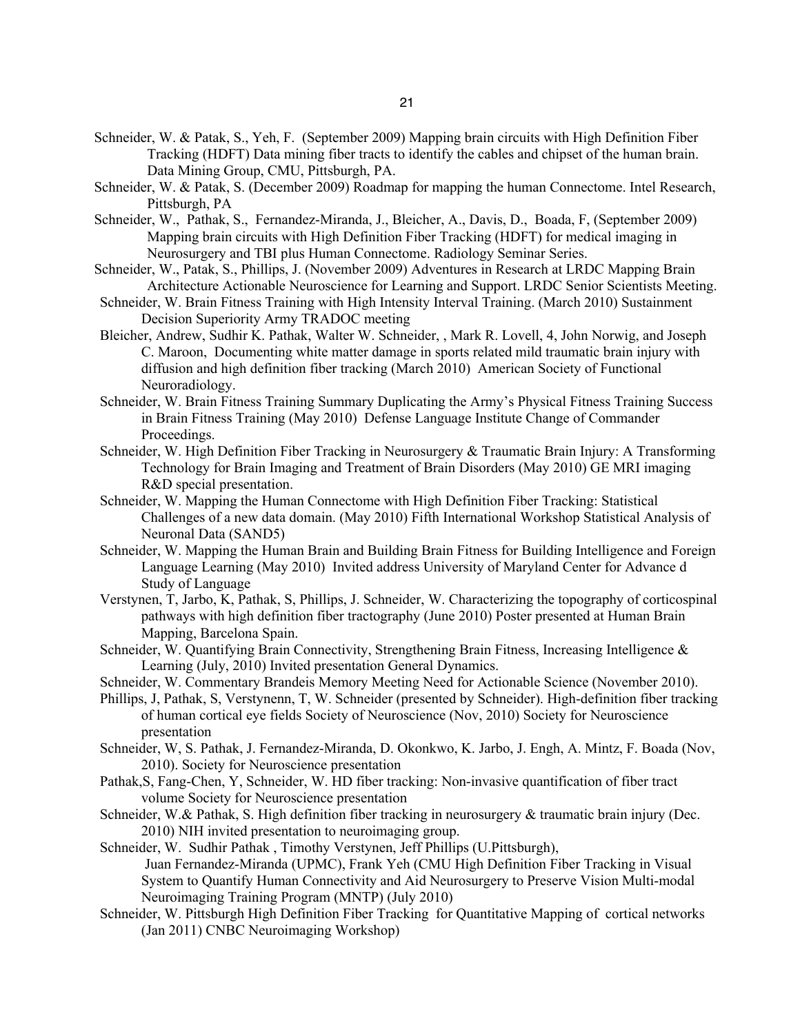Schneider, W. & Patak, S., Yeh, F. (September 2009) Mapping brain circuits with High Definition Fiber Tracking (HDFT) Data mining fiber tracts to identify the cables and chipset of the human brain. Data Mining Group, CMU, Pittsburgh, PA.

Schneider, W. & Patak, S. (December 2009) Roadmap for mapping the human Connectome. Intel Research, Pittsburgh, PA

Schneider, W., Pathak, S., Fernandez-Miranda, J., Bleicher, A., Davis, D., Boada, F, (September 2009) Mapping brain circuits with High Definition Fiber Tracking (HDFT) for medical imaging in Neurosurgery and TBI plus Human Connectome. Radiology Seminar Series.

Schneider, W., Patak, S., Phillips, J. (November 2009) Adventures in Research at LRDC Mapping Brain Architecture Actionable Neuroscience for Learning and Support. LRDC Senior Scientists Meeting.

Schneider, W. Brain Fitness Training with High Intensity Interval Training. (March 2010) Sustainment Decision Superiority Army TRADOC meeting

Bleicher, Andrew, Sudhir K. Pathak, Walter W. Schneider, , Mark R. Lovell, 4, John Norwig, and Joseph C. Maroon, Documenting white matter damage in sports related mild traumatic brain injury with diffusion and high definition fiber tracking (March 2010) American Society of Functional Neuroradiology.

Schneider, W. Brain Fitness Training Summary Duplicating the Army's Physical Fitness Training Success in Brain Fitness Training (May 2010) Defense Language Institute Change of Commander Proceedings.

Schneider, W. High Definition Fiber Tracking in Neurosurgery & Traumatic Brain Injury: A Transforming Technology for Brain Imaging and Treatment of Brain Disorders (May 2010) GE MRI imaging R&D special presentation.

Schneider, W. Mapping the Human Connectome with High Definition Fiber Tracking: Statistical Challenges of a new data domain. (May 2010) Fifth International Workshop Statistical Analysis of Neuronal Data (SAND5)

Schneider, W. Mapping the Human Brain and Building Brain Fitness for Building Intelligence and Foreign Language Learning (May 2010) Invited address University of Maryland Center for Advance d Study of Language

Verstynen, T, Jarbo, K, Pathak, S, Phillips, J. Schneider, W. Characterizing the topography of corticospinal pathways with high definition fiber tractography (June 2010) Poster presented at Human Brain Mapping, Barcelona Spain.

Schneider, W. Quantifying Brain Connectivity, Strengthening Brain Fitness, Increasing Intelligence & Learning (July, 2010) Invited presentation General Dynamics.

Schneider, W. Commentary Brandeis Memory Meeting Need for Actionable Science (November 2010).

Phillips, J, Pathak, S, Verstynenn, T, W. Schneider (presented by Schneider). High-definition fiber tracking of human cortical eye fields Society of Neuroscience (Nov, 2010) Society for Neuroscience presentation

Schneider, W, S. Pathak, J. Fernandez-Miranda, D. Okonkwo, K. Jarbo, J. Engh, A. Mintz, F. Boada (Nov, 2010). Society for Neuroscience presentation

Pathak,S, Fang-Chen, Y, Schneider, W. HD fiber tracking: Non-invasive quantification of fiber tract volume Society for Neuroscience presentation

Schneider, W.& Pathak, S. High definition fiber tracking in neurosurgery & traumatic brain injury (Dec. 2010) NIH invited presentation to neuroimaging group.

Schneider, W. Sudhir Pathak , Timothy Verstynen, Jeff Phillips (U.Pittsburgh), Juan Fernandez-Miranda (UPMC), Frank Yeh (CMU High Definition Fiber Tracking in Visual System to Quantify Human Connectivity and Aid Neurosurgery to Preserve Vision Multi-modal Neuroimaging Training Program (MNTP) (July 2010)

Schneider, W. Pittsburgh High Definition Fiber Tracking for Quantitative Mapping of cortical networks (Jan 2011) CNBC Neuroimaging Workshop)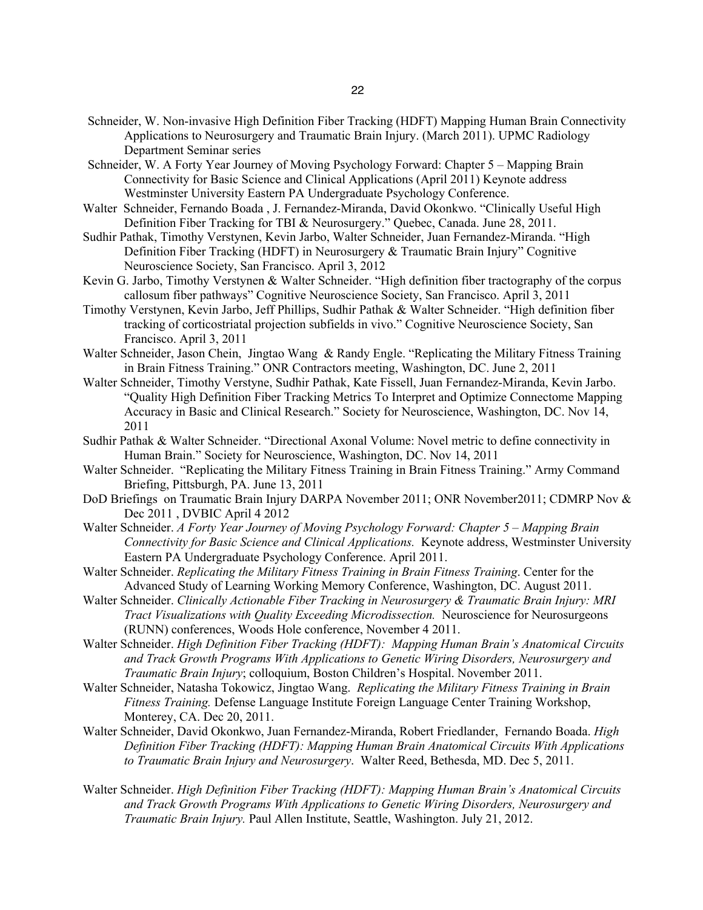Schneider, W. Non-invasive High Definition Fiber Tracking (HDFT) Mapping Human Brain Connectivity Applications to Neurosurgery and Traumatic Brain Injury. (March 2011). UPMC Radiology Department Seminar series

Schneider, W. A Forty Year Journey of Moving Psychology Forward: Chapter 5 – Mapping Brain Connectivity for Basic Science and Clinical Applications (April 2011) Keynote address Westminster University Eastern PA Undergraduate Psychology Conference.

Walter Schneider, Fernando Boada , J. Fernandez-Miranda, David Okonkwo. "Clinically Useful High Definition Fiber Tracking for TBI & Neurosurgery." Quebec, Canada. June 28, 2011.

Sudhir Pathak, Timothy Verstynen, Kevin Jarbo, Walter Schneider, Juan Fernandez-Miranda. "High Definition Fiber Tracking (HDFT) in Neurosurgery & Traumatic Brain Injury" Cognitive Neuroscience Society, San Francisco. April 3, 2012

Kevin G. Jarbo, Timothy Verstynen & Walter Schneider. "High definition fiber tractography of the corpus callosum fiber pathways" Cognitive Neuroscience Society, San Francisco. April 3, 2011

Timothy Verstynen, Kevin Jarbo, Jeff Phillips, Sudhir Pathak & Walter Schneider. "High definition fiber tracking of corticostriatal projection subfields in vivo." Cognitive Neuroscience Society, San Francisco. April 3, 2011

Walter Schneider, Jason Chein, Jingtao Wang & Randy Engle. "Replicating the Military Fitness Training in Brain Fitness Training." ONR Contractors meeting, Washington, DC. June 2, 2011

Walter Schneider, Timothy Verstyne, Sudhir Pathak, Kate Fissell, Juan Fernandez-Miranda, Kevin Jarbo. "Quality High Definition Fiber Tracking Metrics To Interpret and Optimize Connectome Mapping Accuracy in Basic and Clinical Research." Society for Neuroscience, Washington, DC. Nov 14, 2011

Sudhir Pathak & Walter Schneider. "Directional Axonal Volume: Novel metric to define connectivity in Human Brain." Society for Neuroscience, Washington, DC. Nov 14, 2011

Walter Schneider. "Replicating the Military Fitness Training in Brain Fitness Training." Army Command Briefing, Pittsburgh, PA. June 13, 2011

DoD Briefings on Traumatic Brain Injury DARPA November 2011; ONR November2011; CDMRP Nov & Dec 2011 , DVBIC April 4 2012

Walter Schneider. *A Forty Year Journey of Moving Psychology Forward: Chapter 5 – Mapping Brain Connectivity for Basic Science and Clinical Applications.* Keynote address, Westminster University Eastern PA Undergraduate Psychology Conference. April 2011.

Walter Schneider. *Replicating the Military Fitness Training in Brain Fitness Training*. Center for the Advanced Study of Learning Working Memory Conference, Washington, DC. August 2011.

Walter Schneider. *Clinically Actionable Fiber Tracking in Neurosurgery & Traumatic Brain Injury: MRI Tract Visualizations with Quality Exceeding Microdissection.* Neuroscience for Neurosurgeons (RUNN) conferences, Woods Hole conference, November 4 2011.

Walter Schneider. *High Definition Fiber Tracking (HDFT): Mapping Human Brain's Anatomical Circuits and Track Growth Programs With Applications to Genetic Wiring Disorders, Neurosurgery and Traumatic Brain Injury*; colloquium, Boston Children's Hospital. November 2011.

Walter Schneider, Natasha Tokowicz, Jingtao Wang. *Replicating the Military Fitness Training in Brain Fitness Training.* Defense Language Institute Foreign Language Center Training Workshop, Monterey, CA. Dec 20, 2011.

Walter Schneider, David Okonkwo, Juan Fernandez-Miranda, Robert Friedlander, Fernando Boada. *High Definition Fiber Tracking (HDFT): Mapping Human Brain Anatomical Circuits With Applications to Traumatic Brain Injury and Neurosurgery*. Walter Reed, Bethesda, MD. Dec 5, 2011.

Walter Schneider. *High Definition Fiber Tracking (HDFT): Mapping Human Brain's Anatomical Circuits and Track Growth Programs With Applications to Genetic Wiring Disorders, Neurosurgery and Traumatic Brain Injury.* Paul Allen Institute, Seattle, Washington. July 21, 2012.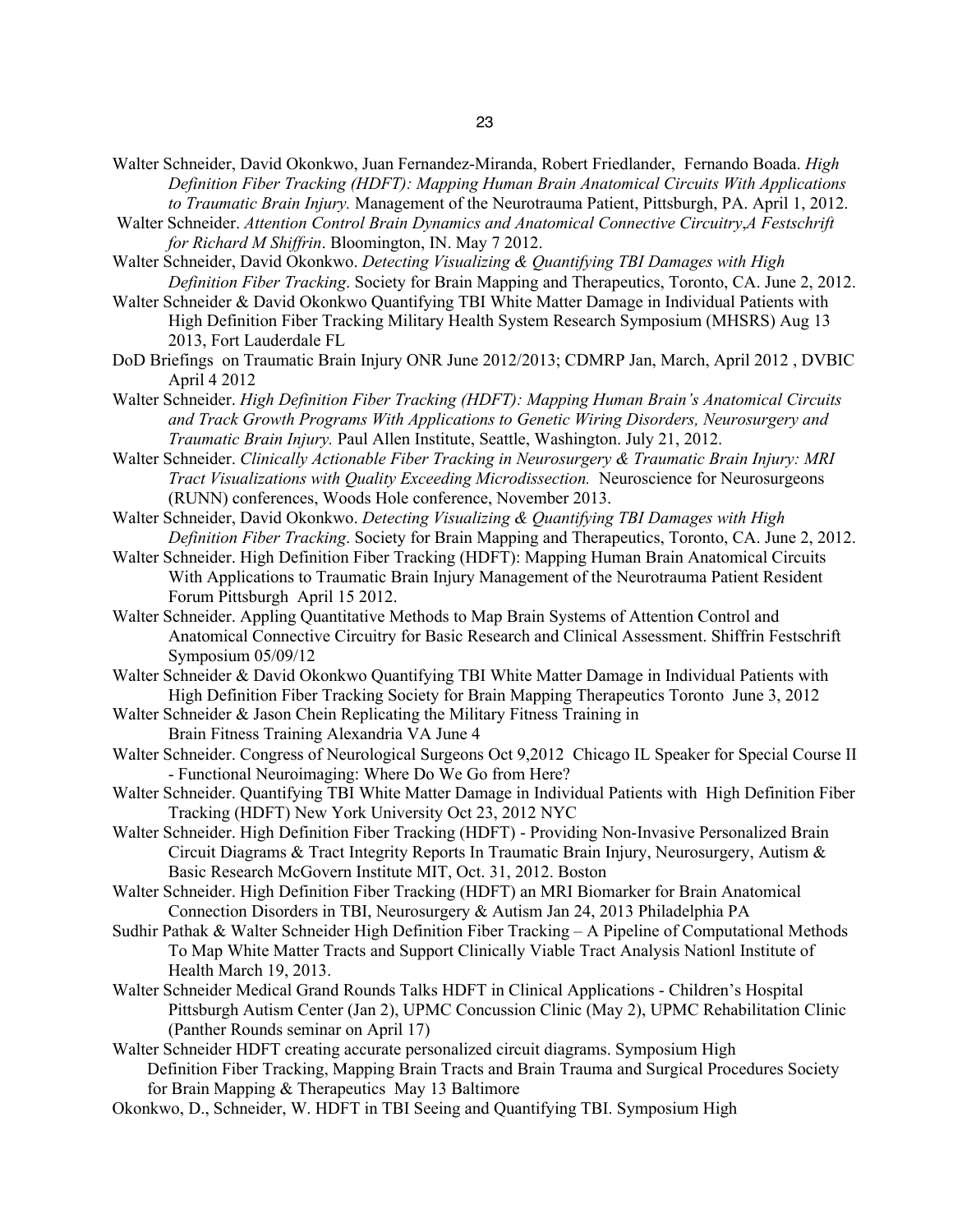Walter Schneider, David Okonkwo, Juan Fernandez-Miranda, Robert Friedlander, Fernando Boada. *High Definition Fiber Tracking (HDFT): Mapping Human Brain Anatomical Circuits With Applications to Traumatic Brain Injury.* Management of the Neurotrauma Patient, Pittsburgh, PA. April 1, 2012.

Walter Schneider. *Attention Control Brain Dynamics and Anatomical Connective Circuitry,A Festschrift for Richard M Shiffrin*. Bloomington, IN. May 7 2012.

Walter Schneider, David Okonkwo. *Detecting Visualizing & Quantifying TBI Damages with High Definition Fiber Tracking*. Society for Brain Mapping and Therapeutics, Toronto, CA. June 2, 2012.

Walter Schneider & David Okonkwo Quantifying TBI White Matter Damage in Individual Patients with High Definition Fiber Tracking Military Health System Research Symposium (MHSRS) Aug 13 2013, Fort Lauderdale FL

DoD Briefings on Traumatic Brain Injury ONR June 2012/2013; CDMRP Jan, March, April 2012 , DVBIC April 4 2012

Walter Schneider. *High Definition Fiber Tracking (HDFT): Mapping Human Brain's Anatomical Circuits and Track Growth Programs With Applications to Genetic Wiring Disorders, Neurosurgery and Traumatic Brain Injury.* Paul Allen Institute, Seattle, Washington. July 21, 2012.

Walter Schneider. *Clinically Actionable Fiber Tracking in Neurosurgery & Traumatic Brain Injury: MRI Tract Visualizations with Quality Exceeding Microdissection.* Neuroscience for Neurosurgeons (RUNN) conferences, Woods Hole conference, November 2013.

Walter Schneider, David Okonkwo. *Detecting Visualizing & Quantifying TBI Damages with High Definition Fiber Tracking*. Society for Brain Mapping and Therapeutics, Toronto, CA. June 2, 2012.

Walter Schneider. High Definition Fiber Tracking (HDFT): Mapping Human Brain Anatomical Circuits With Applications to Traumatic Brain Injury Management of the Neurotrauma Patient Resident Forum Pittsburgh April 15 2012.

Walter Schneider. Appling Quantitative Methods to Map Brain Systems of Attention Control and Anatomical Connective Circuitry for Basic Research and Clinical Assessment. Shiffrin Festschrift Symposium 05/09/12

Walter Schneider & David Okonkwo Quantifying TBI White Matter Damage in Individual Patients with High Definition Fiber Tracking Society for Brain Mapping Therapeutics Toronto June 3, 2012

Walter Schneider & Jason Chein Replicating the Military Fitness Training in Brain Fitness Training Alexandria VA June 4

Walter Schneider. Congress of Neurological Surgeons Oct 9,2012 Chicago IL Speaker for Special Course II - Functional Neuroimaging: Where Do We Go from Here?

Walter Schneider. Quantifying TBI White Matter Damage in Individual Patients with High Definition Fiber Tracking (HDFT) New York University Oct 23, 2012 NYC

Walter Schneider. High Definition Fiber Tracking (HDFT) - Providing Non-Invasive Personalized Brain Circuit Diagrams & Tract Integrity Reports In Traumatic Brain Injury, Neurosurgery, Autism & Basic Research McGovern Institute MIT, Oct. 31, 2012. Boston

Walter Schneider. High Definition Fiber Tracking (HDFT) an MRI Biomarker for Brain Anatomical Connection Disorders in TBI, Neurosurgery & Autism Jan 24, 2013 Philadelphia PA

Sudhir Pathak & Walter Schneider High Definition Fiber Tracking – A Pipeline of Computational Methods To Map White Matter Tracts and Support Clinically Viable Tract Analysis Nationl Institute of Health March 19, 2013.

Walter Schneider Medical Grand Rounds Talks HDFT in Clinical Applications - Children's Hospital Pittsburgh Autism Center (Jan 2), UPMC Concussion Clinic (May 2), UPMC Rehabilitation Clinic (Panther Rounds seminar on April 17)

Walter Schneider HDFT creating accurate personalized circuit diagrams. Symposium High Definition Fiber Tracking, Mapping Brain Tracts and Brain Trauma and Surgical Procedures Society for Brain Mapping & Therapeutics May 13 Baltimore

Okonkwo, D., Schneider, W. HDFT in TBI Seeing and Quantifying TBI. Symposium High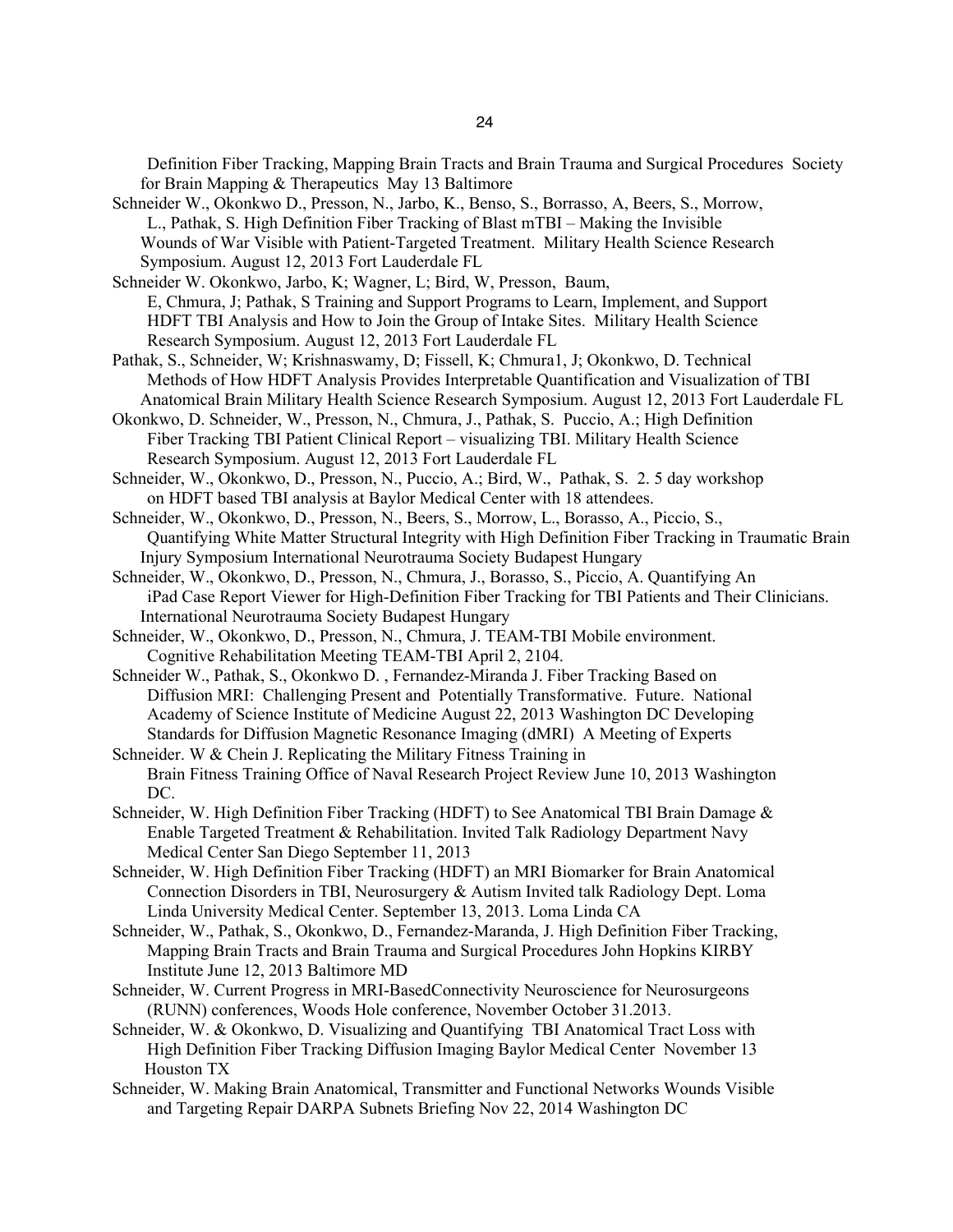Definition Fiber Tracking, Mapping Brain Tracts and Brain Trauma and Surgical Procedures Society for Brain Mapping & Therapeutics May 13 Baltimore

Schneider W., Okonkwo D., Presson, N., Jarbo, K., Benso, S., Borrasso, A, Beers, S., Morrow, L., Pathak, S. High Definition Fiber Tracking of Blast mTBI – Making the Invisible Wounds of War Visible with Patient-Targeted Treatment. Military Health Science Research Symposium. August 12, 2013 Fort Lauderdale FL

Schneider W. Okonkwo, Jarbo, K; Wagner, L; Bird, W, Presson, Baum, E, Chmura, J; Pathak, S Training and Support Programs to Learn, Implement, and Support HDFT TBI Analysis and How to Join the Group of Intake Sites. Military Health Science Research Symposium. August 12, 2013 Fort Lauderdale FL

Pathak, S., Schneider, W; Krishnaswamy, D; Fissell, K; Chmura1, J; Okonkwo, D. Technical Methods of How HDFT Analysis Provides Interpretable Quantification and Visualization of TBI Anatomical Brain Military Health Science Research Symposium. August 12, 2013 Fort Lauderdale FL

Okonkwo, D. Schneider, W., Presson, N., Chmura, J., Pathak, S. Puccio, A.; High Definition Fiber Tracking TBI Patient Clinical Report – visualizing TBI. Military Health Science Research Symposium. August 12, 2013 Fort Lauderdale FL

Schneider, W., Okonkwo, D., Presson, N., Puccio, A.; Bird, W., Pathak, S. 2. 5 day workshop on HDFT based TBI analysis at Baylor Medical Center with 18 attendees.

Schneider, W., Okonkwo, D., Presson, N., Beers, S., Morrow, L., Borasso, A., Piccio, S., Quantifying White Matter Structural Integrity with High Definition Fiber Tracking in Traumatic Brain Injury Symposium International Neurotrauma Society Budapest Hungary

Schneider, W., Okonkwo, D., Presson, N., Chmura, J., Borasso, S., Piccio, A. Quantifying An iPad Case Report Viewer for High-Definition Fiber Tracking for TBI Patients and Their Clinicians. International Neurotrauma Society Budapest Hungary

Schneider, W., Okonkwo, D., Presson, N., Chmura, J. TEAM-TBI Mobile environment. Cognitive Rehabilitation Meeting TEAM-TBI April 2, 2104.

Schneider W., Pathak, S., Okonkwo D. , Fernandez-Miranda J. Fiber Tracking Based on Diffusion MRI: Challenging Present and Potentially Transformative. Future. National Academy of Science Institute of Medicine August 22, 2013 Washington DC Developing Standards for Diffusion Magnetic Resonance Imaging (dMRI) A Meeting of Experts

Schneider. W & Chein J. Replicating the Military Fitness Training in Brain Fitness Training Office of Naval Research Project Review June 10, 2013 Washington DC.

Schneider, W. High Definition Fiber Tracking (HDFT) to See Anatomical TBI Brain Damage & Enable Targeted Treatment & Rehabilitation. Invited Talk Radiology Department Navy Medical Center San Diego September 11, 2013

Schneider, W. High Definition Fiber Tracking (HDFT) an MRI Biomarker for Brain Anatomical Connection Disorders in TBI, Neurosurgery & Autism Invited talk Radiology Dept. Loma Linda University Medical Center. September 13, 2013. Loma Linda CA

Schneider, W., Pathak, S., Okonkwo, D., Fernandez-Maranda, J. High Definition Fiber Tracking, Mapping Brain Tracts and Brain Trauma and Surgical Procedures John Hopkins KIRBY Institute June 12, 2013 Baltimore MD

Schneider, W. Current Progress in MRI-BasedConnectivity Neuroscience for Neurosurgeons (RUNN) conferences, Woods Hole conference, November October 31.2013.

Schneider, W. & Okonkwo, D. Visualizing and Quantifying TBI Anatomical Tract Loss with High Definition Fiber Tracking Diffusion Imaging Baylor Medical Center November 13 Houston TX

Schneider, W. Making Brain Anatomical, Transmitter and Functional Networks Wounds Visible and Targeting Repair DARPA Subnets Briefing Nov 22, 2014 Washington DC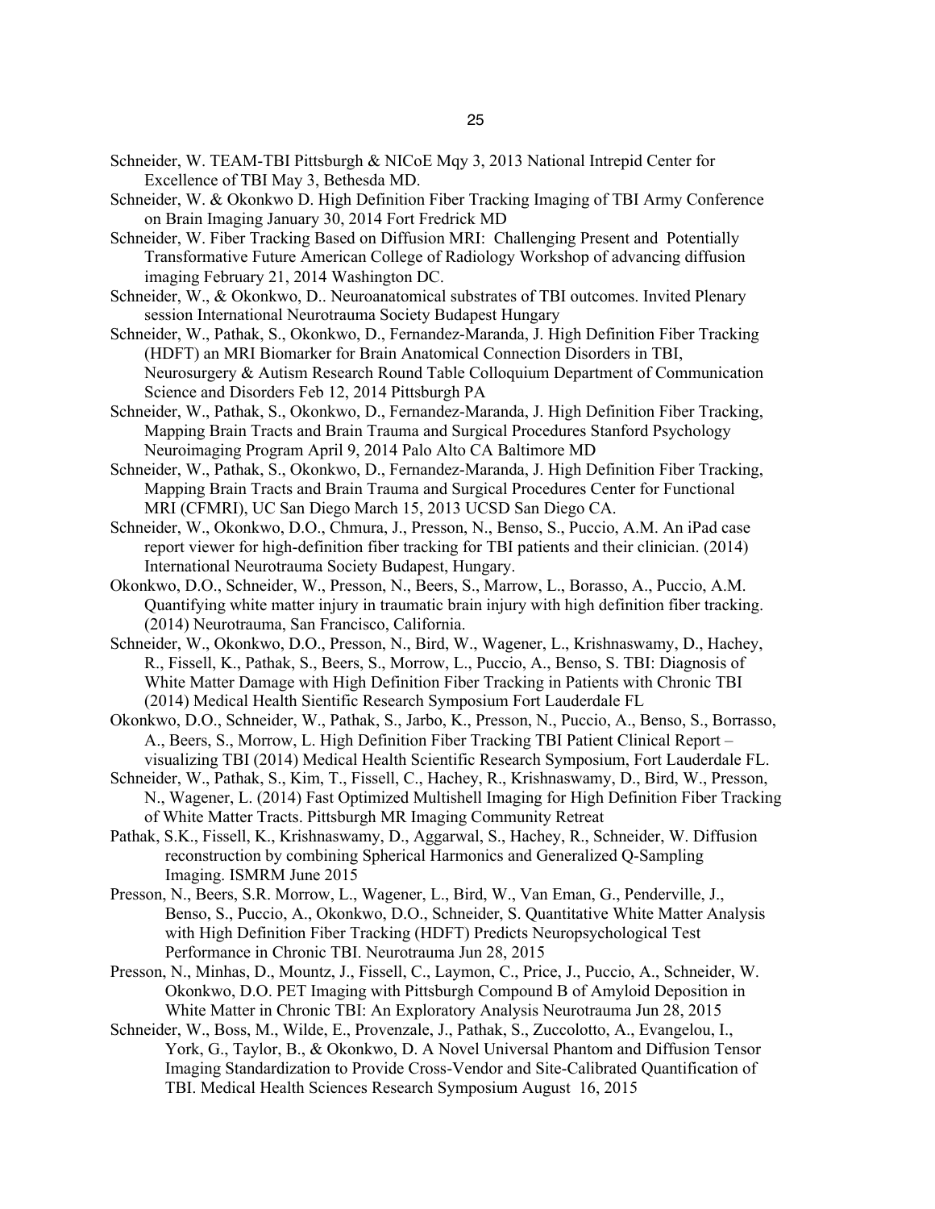Schneider, W. TEAM-TBI Pittsburgh & NICoE Mqy 3, 2013 National Intrepid Center for Excellence of TBI May 3, Bethesda MD.

Schneider, W. & Okonkwo D. High Definition Fiber Tracking Imaging of TBI Army Conference on Brain Imaging January 30, 2014 Fort Fredrick MD

Schneider, W. Fiber Tracking Based on Diffusion MRI: Challenging Present and Potentially Transformative Future American College of Radiology Workshop of advancing diffusion imaging February 21, 2014 Washington DC.

Schneider, W., & Okonkwo, D.. Neuroanatomical substrates of TBI outcomes. Invited Plenary session International Neurotrauma Society Budapest Hungary

Schneider, W., Pathak, S., Okonkwo, D., Fernandez-Maranda, J. High Definition Fiber Tracking (HDFT) an MRI Biomarker for Brain Anatomical Connection Disorders in TBI, Neurosurgery & Autism Research Round Table Colloquium Department of Communication Science and Disorders Feb 12, 2014 Pittsburgh PA

Schneider, W., Pathak, S., Okonkwo, D., Fernandez-Maranda, J. High Definition Fiber Tracking, Mapping Brain Tracts and Brain Trauma and Surgical Procedures Stanford Psychology Neuroimaging Program April 9, 2014 Palo Alto CA Baltimore MD

Schneider, W., Pathak, S., Okonkwo, D., Fernandez-Maranda, J. High Definition Fiber Tracking, Mapping Brain Tracts and Brain Trauma and Surgical Procedures Center for Functional MRI (CFMRI), UC San Diego March 15, 2013 UCSD San Diego CA.

Schneider, W., Okonkwo, D.O., Chmura, J., Presson, N., Benso, S., Puccio, A.M. An iPad case report viewer for high-definition fiber tracking for TBI patients and their clinician. (2014) International Neurotrauma Society Budapest, Hungary.

Okonkwo, D.O., Schneider, W., Presson, N., Beers, S., Marrow, L., Borasso, A., Puccio, A.M. Quantifying white matter injury in traumatic brain injury with high definition fiber tracking. (2014) Neurotrauma, San Francisco, California.

Schneider, W., Okonkwo, D.O., Presson, N., Bird, W., Wagener, L., Krishnaswamy, D., Hachey, R., Fissell, K., Pathak, S., Beers, S., Morrow, L., Puccio, A., Benso, S. TBI: Diagnosis of White Matter Damage with High Definition Fiber Tracking in Patients with Chronic TBI (2014) Medical Health Sientific Research Symposium Fort Lauderdale FL

Okonkwo, D.O., Schneider, W., Pathak, S., Jarbo, K., Presson, N., Puccio, A., Benso, S., Borrasso, A., Beers, S., Morrow, L. High Definition Fiber Tracking TBI Patient Clinical Report – visualizing TBI (2014) Medical Health Scientific Research Symposium, Fort Lauderdale FL.

Schneider, W., Pathak, S., Kim, T., Fissell, C., Hachey, R., Krishnaswamy, D., Bird, W., Presson, N., Wagener, L. (2014) Fast Optimized Multishell Imaging for High Definition Fiber Tracking of White Matter Tracts. Pittsburgh MR Imaging Community Retreat

Pathak, S.K., Fissell, K., Krishnaswamy, D., Aggarwal, S., Hachey, R., Schneider, W. Diffusion reconstruction by combining Spherical Harmonics and Generalized Q-Sampling Imaging. ISMRM June 2015

Presson, N., Beers, S.R. Morrow, L., Wagener, L., Bird, W., Van Eman, G., Penderville, J., Benso, S., Puccio, A., Okonkwo, D.O., Schneider, S. Quantitative White Matter Analysis with High Definition Fiber Tracking (HDFT) Predicts Neuropsychological Test Performance in Chronic TBI. Neurotrauma Jun 28, 2015

Presson, N., Minhas, D., Mountz, J., Fissell, C., Laymon, C., Price, J., Puccio, A., Schneider, W. Okonkwo, D.O. PET Imaging with Pittsburgh Compound B of Amyloid Deposition in White Matter in Chronic TBI: An Exploratory Analysis Neurotrauma Jun 28, 2015

Schneider, W., Boss, M., Wilde, E., Provenzale, J., Pathak, S., Zuccolotto, A., Evangelou, I., York, G., Taylor, B., & Okonkwo, D. A Novel Universal Phantom and Diffusion Tensor Imaging Standardization to Provide Cross-Vendor and Site-Calibrated Quantification of TBI. Medical Health Sciences Research Symposium August 16, 2015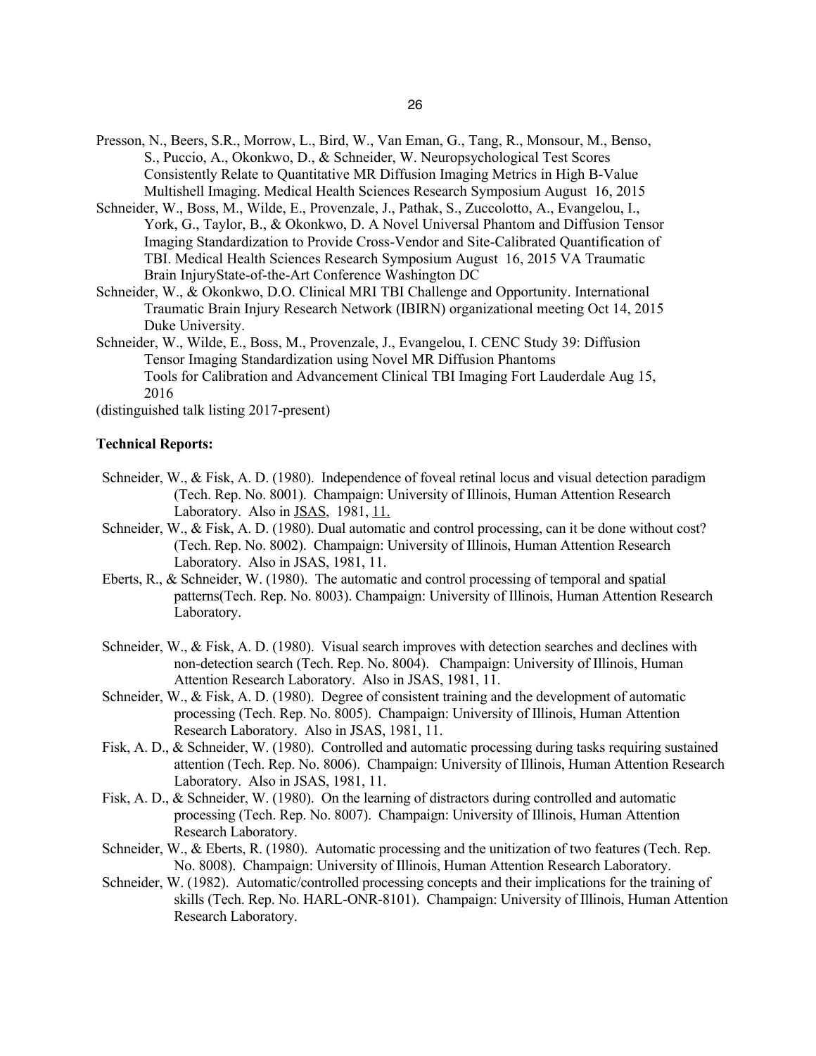Presson, N., Beers, S.R., Morrow, L., Bird, W., Van Eman, G., Tang, R., Monsour, M., Benso, S., Puccio, A., Okonkwo, D., & Schneider, W. Neuropsychological Test Scores Consistently Relate to Quantitative MR Diffusion Imaging Metrics in High B-Value Multishell Imaging. Medical Health Sciences Research Symposium August 16, 2015

Schneider, W., Boss, M., Wilde, E., Provenzale, J., Pathak, S., Zuccolotto, A., Evangelou, I., York, G., Taylor, B., & Okonkwo, D. A Novel Universal Phantom and Diffusion Tensor Imaging Standardization to Provide Cross-Vendor and Site-Calibrated Quantification of TBI. Medical Health Sciences Research Symposium August 16, 2015 VA Traumatic Brain InjuryState-of-the-Art Conference Washington DC

Schneider, W., & Okonkwo, D.O. Clinical MRI TBI Challenge and Opportunity. International Traumatic Brain Injury Research Network (IBIRN) organizational meeting Oct 14, 2015 Duke University.

Schneider, W., Wilde, E., Boss, M., Provenzale, J., Evangelou, I. CENC Study 39: Diffusion Tensor Imaging Standardization using Novel MR Diffusion Phantoms Tools for Calibration and Advancement Clinical TBI Imaging Fort Lauderdale Aug 15, 2016

(distinguished talk listing 2017-present)

**Technical Reports:**

Schneider, W., & Fisk, A. D. (1980). Independence of foveal retinal locus and visual detection paradigm (Tech. Rep. No. 8001). Champaign: University of Illinois, Human Attention Research Laboratory. Also in JSAS, 1981, 11.

Schneider, W., & Fisk, A. D. (1980). Dual automatic and control processing, can it be done without cost? (Tech. Rep. No. 8002). Champaign: University of Illinois, Human Attention Research Laboratory. Also in JSAS, 1981, 11.

Eberts, R., & Schneider, W. (1980). The automatic and control processing of temporal and spatial patterns(Tech. Rep. No. 8003). Champaign: University of Illinois, Human Attention Research Laboratory.

Schneider, W., & Fisk, A. D. (1980). Visual search improves with detection searches and declines with non-detection search (Tech. Rep. No. 8004). Champaign: University of Illinois, Human Attention Research Laboratory. Also in JSAS, 1981, 11.

Schneider, W., & Fisk, A. D. (1980). Degree of consistent training and the development of automatic processing (Tech. Rep. No. 8005). Champaign: University of Illinois, Human Attention Research Laboratory. Also in JSAS, 1981, 11.

Fisk, A. D., & Schneider, W. (1980). Controlled and automatic processing during tasks requiring sustained attention (Tech. Rep. No. 8006). Champaign: University of Illinois, Human Attention Research Laboratory. Also in JSAS, 1981, 11.

Fisk, A. D., & Schneider, W. (1980). On the learning of distractors during controlled and automatic processing (Tech. Rep. No. 8007). Champaign: University of Illinois, Human Attention Research Laboratory.

Schneider, W., & Eberts, R. (1980). Automatic processing and the unitization of two features (Tech. Rep. No. 8008). Champaign: University of Illinois, Human Attention Research Laboratory.

Schneider, W. (1982). Automatic/controlled processing concepts and their implications for the training of skills (Tech. Rep. No. HARL-ONR-8101). Champaign: University of Illinois, Human Attention Research Laboratory.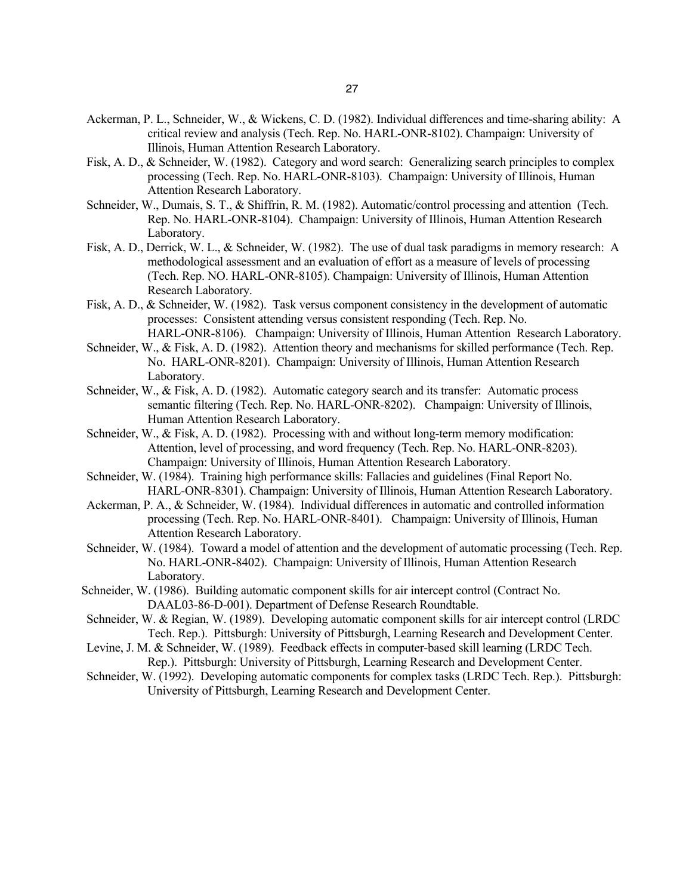Ackerman, P. L., Schneider, W., & Wickens, C. D. (1982). Individual differences and time-sharing ability: A critical review and analysis (Tech. Rep. No. HARL-ONR-8102). Champaign: University of Illinois, Human Attention Research Laboratory.

Fisk, A. D., & Schneider, W. (1982). Category and word search: Generalizing search principles to complex processing (Tech. Rep. No. HARL-ONR-8103). Champaign: University of Illinois, Human Attention Research Laboratory.

Schneider, W., Dumais, S. T., & Shiffrin, R. M. (1982). Automatic/control processing and attention (Tech. Rep. No. HARL-ONR-8104). Champaign: University of Illinois, Human Attention Research Laboratory.

Fisk, A. D., Derrick, W. L., & Schneider, W. (1982). The use of dual task paradigms in memory research: A methodological assessment and an evaluation of effort as a measure of levels of processing (Tech. Rep. NO. HARL-ONR-8105). Champaign: University of Illinois, Human Attention Research Laboratory.

Fisk, A. D., & Schneider, W. (1982). Task versus component consistency in the development of automatic processes: Consistent attending versus consistent responding (Tech. Rep. No. HARL-ONR-8106). Champaign: University of Illinois, Human Attention Research Laboratory.

Schneider, W., & Fisk, A. D. (1982). Attention theory and mechanisms for skilled performance (Tech. Rep. No. HARL-ONR-8201). Champaign: University of Illinois, Human Attention Research Laboratory.

Schneider, W., & Fisk, A. D. (1982). Automatic category search and its transfer: Automatic process semantic filtering (Tech. Rep. No. HARL-ONR-8202). Champaign: University of Illinois, Human Attention Research Laboratory.

Schneider, W., & Fisk, A. D. (1982). Processing with and without long-term memory modification: Attention, level of processing, and word frequency (Tech. Rep. No. HARL-ONR-8203). Champaign: University of Illinois, Human Attention Research Laboratory.

Schneider, W. (1984). Training high performance skills: Fallacies and guidelines (Final Report No. HARL-ONR-8301). Champaign: University of Illinois, Human Attention Research Laboratory.

Ackerman, P. A., & Schneider, W. (1984). Individual differences in automatic and controlled information processing (Tech. Rep. No. HARL-ONR-8401). Champaign: University of Illinois, Human Attention Research Laboratory.

Schneider, W. (1984). Toward a model of attention and the development of automatic processing (Tech. Rep. No. HARL-ONR-8402). Champaign: University of Illinois, Human Attention Research Laboratory.

Schneider, W. (1986). Building automatic component skills for air intercept control (Contract No. DAAL03-86-D-001). Department of Defense Research Roundtable.

Schneider, W. & Regian, W. (1989). Developing automatic component skills for air intercept control (LRDC Tech. Rep.). Pittsburgh: University of Pittsburgh, Learning Research and Development Center.

Levine, J. M. & Schneider, W. (1989). Feedback effects in computer-based skill learning (LRDC Tech. Rep.). Pittsburgh: University of Pittsburgh, Learning Research and Development Center.

Schneider, W. (1992). Developing automatic components for complex tasks (LRDC Tech. Rep.). Pittsburgh: University of Pittsburgh, Learning Research and Development Center.